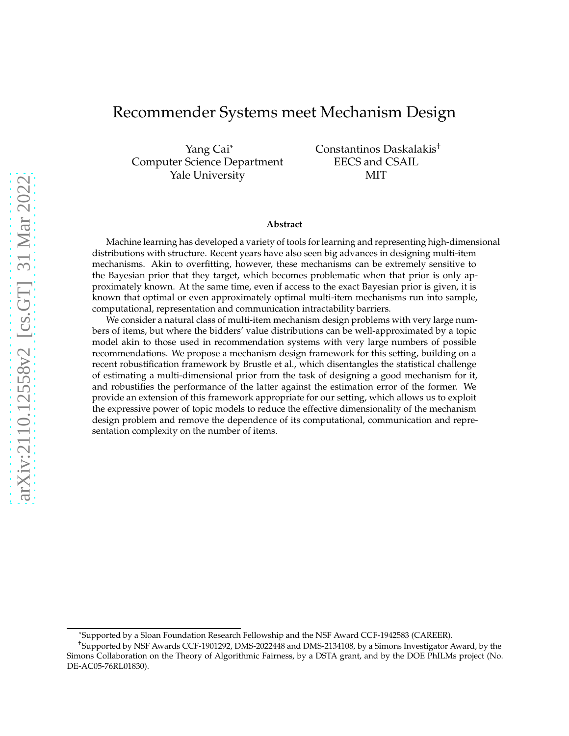# Recommender Systems meet Mechanism Design

Yang Cai[*]
Computer Science Department
Yale University

Constantinos Daskalakis[†]
EECS and CSAIL
MIT

**Abstract**

Machine learning has developed a variety of tools for learning and representing high-dimensional distributions with structure. Recent years have also seen big advances in designing multi-item mechanisms. Akin to overfitting, however, these mechanisms can be extremely sensitive to the Bayesian prior that they target, which becomes problematic when that prior is only approximately known. At the same time, even if access to the exact Bayesian prior is given, it is known that optimal or even approximately optimal multi-item mechanisms run into sample, computational, representation and communication intractability barriers.

We consider a natural class of multi-item mechanism design problems with very large numbers of items, but where the bidders' value distributions can be well-approximated by a topic model akin to those used in recommendation systems with very large numbers of possible recommendations. We propose a mechanism design framework for this setting, building on a recent robustification framework by Brustle et al., which disentangles the statistical challenge of estimating a multi-dimensional prior from the task of designing a good mechanism for it, and robustifies the performance of the latter against the estimation error of the former. We provide an extension of this framework appropriate for our setting, which allows us to exploit the expressive power of topic models to reduce the effective dimensionality of the mechanism design problem and remove the dependence of its computational, communication and representation complexity on the number of items.

[*] Supported by a Sloan Foundation Research Fellowship and the NSF Award CCF-1942583 (CAREER).

[†] Supported by NSF Awards CCF-1901292, DMS-2022448 and DMS-2134108, by a Simons Investigator Award, by the Simons Collaboration on the Theory of Algorithmic Fairness, by a DSTA grant, and by the DOE PhILMs project (No. DE-AC05-76RL01830).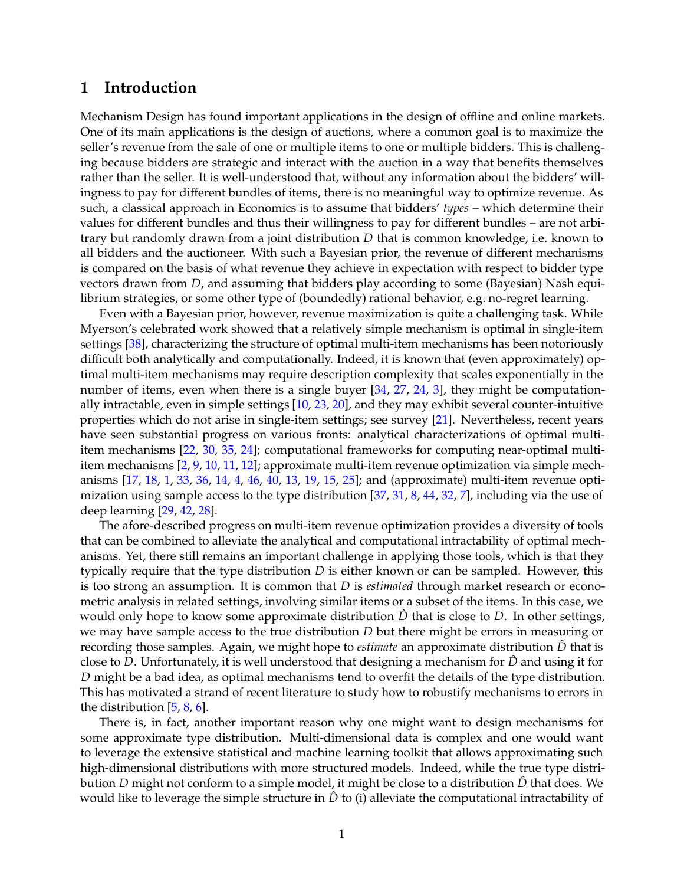## 1 Introduction

Mechanism Design has found important applications in the design of offline and online markets. One of its main applications is the design of auctions, where a common goal is to maximize the seller's revenue from the sale of one or multiple items to one or multiple bidders. This is challenging because bidders are strategic and interact with the auction in a way that benefits themselves rather than the seller. It is well-understood that, without any information about the bidders' willingness to pay for different bundles of items, there is no meaningful way to optimize revenue. As such, a classical approach in Economics is to assume that bidders' *types* – which determine their values for different bundles and thus their willingness to pay for different bundles – are not arbitrary but randomly drawn from a joint distribution $D$ that is common knowledge, i.e. known to all bidders and the auctioneer. With such a Bayesian prior, the revenue of different mechanisms is compared on the basis of what revenue they achieve in expectation with respect to bidder type vectors drawn from $D$, and assuming that bidders play according to some (Bayesian) Nash equilibrium strategies, or some other type of (boundedly) rational behavior, e.g. no-regret learning.

Even with a Bayesian prior, however, revenue maximization is quite a challenging task. While Myerson's celebrated work showed that a relatively simple mechanism is optimal in single-item settings [38], characterizing the structure of optimal multi-item mechanisms has been notoriously difficult both analytically and computationally. Indeed, it is known that (even approximately) optimal multi-item mechanisms may require description complexity that scales exponentially in the number of items, even when there is a single buyer [34, 27, 24, 3], they might be computationally intractable, even in simple settings [10, 23, 20], and they may exhibit several counter-intuitive properties which do not arise in single-item settings; see survey [21]. Nevertheless, recent years have seen substantial progress on various fronts: analytical characterizations of optimal multi-item mechanisms [22, 30, 35, 24]; computational frameworks for computing near-optimal multi-item mechanisms [2, 9, 10, 11, 12]; approximate multi-item revenue optimization via simple mechanisms [17, 18, 1, 33, 36, 14, 4, 46, 40, 13, 19, 15, 25]; and (approximate) multi-item revenue optimization using sample access to the type distribution [37, 31, 8, 44, 32, 7], including via the use of deep learning [29, 42, 28].

The afore-described progress on multi-item revenue optimization provides a diversity of tools that can be combined to alleviate the analytical and computational intractability of optimal mechanisms. Yet, there still remains an important challenge in applying those tools, which is that they typically require that the type distribution $D$ is either known or can be sampled. However, this is too strong an assumption. It is common that $D$ is *estimated* through market research or econometric analysis in related settings, involving similar items or a subset of the items. In this case, we would only hope to know some approximate distribution $\hat{D}$ that is close to $D$. In other settings, we may have sample access to the true distribution $D$ but there might be errors in measuring or recording those samples. Again, we might hope to *estimate* an approximate distribution $\hat{D}$ that is close to $D$. Unfortunately, it is well understood that designing a mechanism for $\hat{D}$ and using it for $D$ might be a bad idea, as optimal mechanisms tend to overfit the details of the type distribution. This has motivated a strand of recent literature to study how to robustify mechanisms to errors in the distribution [5, 8, 6].

There is, in fact, another important reason why one might want to design mechanisms for some approximate type distribution. Multi-dimensional data is complex and one would want to leverage the extensive statistical and machine learning toolkit that allows approximating such high-dimensional distributions with more structured models. Indeed, while the true type distribution $D$ might not conform to a simple model, it might be close to a distribution $\hat{D}$ that does. We would like to leverage the simple structure in $\hat{D}$ to (i) alleviate the computational intractability of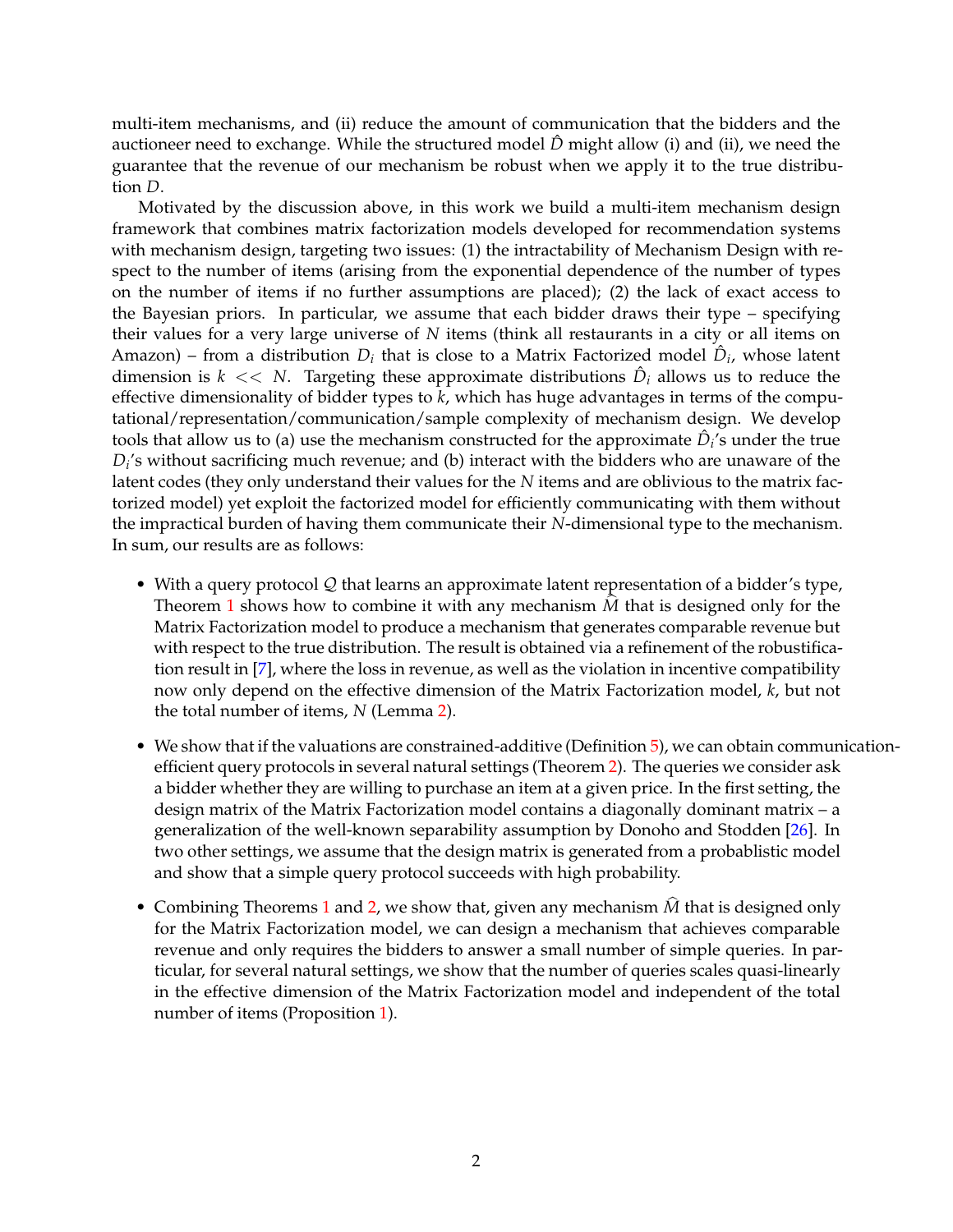multi-item mechanisms, and (ii) reduce the amount of communication that the bidders and the auctioneer need to exchange. While the structured model $\hat{D}$ might allow (i) and (ii), we need the guarantee that the revenue of our mechanism be robust when we apply it to the true distribution $D$.

Motivated by the discussion above, in this work we build a multi-item mechanism design framework that combines matrix factorization models developed for recommendation systems with mechanism design, targeting two issues: (1) the intractability of Mechanism Design with respect to the number of items (arising from the exponential dependence of the number of types on the number of items if no further assumptions are placed); (2) the lack of exact access to the Bayesian priors. In particular, we assume that each bidder draws their type – specifying their values for a very large universe of $N$ items (think all restaurants in a city or all items on Amazon) – from a distribution $D_i$ that is close to a Matrix Factorized model $\hat{D}_i$, whose latent dimension is $k << N$. Targeting these approximate distributions $\hat{D}_i$ allows us to reduce the effective dimensionality of bidder types to $k$, which has huge advantages in terms of the computational/representation/communication/sample complexity of mechanism design. We develop tools that allow us to (a) use the mechanism constructed for the approximate $\hat{D}_i$'s under the true $D_i$'s without sacrificing much revenue; and (b) interact with the bidders who are unaware of the latent codes (they only understand their values for the $N$ items and are oblivious to the matrix factorized model) yet exploit the factorized model for efficiently communicating with them without the impractical burden of having them communicate their $N$-dimensional type to the mechanism. In sum, our results are as follows:

- With a query protocol $\mathcal{Q}$ that learns an approximate latent representation of a bidder's type, Theorem 1 shows how to combine it with any mechanism $\hat{M}$ that is designed only for the Matrix Factorization model to produce a mechanism that generates comparable revenue but with respect to the true distribution. The result is obtained via a refinement of the robustification result in [7], where the loss in revenue, as well as the violation in incentive compatibility now only depend on the effective dimension of the Matrix Factorization model, $k$, but not the total number of items, $N$ (Lemma 2).
- We show that if the valuations are constrained-additive (Definition 5), we can obtain communication-efficient query protocols in several natural settings (Theorem 2). The queries we consider ask a bidder whether they are willing to purchase an item at a given price. In the first setting, the design matrix of the Matrix Factorization model contains a diagonally dominant matrix – a generalization of the well-known separability assumption by Donoho and Stodden [26]. In two other settings, we assume that the design matrix is generated from a probablistic model and show that a simple query protocol succeeds with high probability.
- Combining Theorems 1 and 2, we show that, given any mechanism $\widehat{M}$ that is designed only for the Matrix Factorization model, we can design a mechanism that achieves comparable revenue and only requires the bidders to answer a small number of simple queries. In particular, for several natural settings, we show that the number of queries scales quasi-linearly in the effective dimension of the Matrix Factorization model and independent of the total number of items (Proposition 1).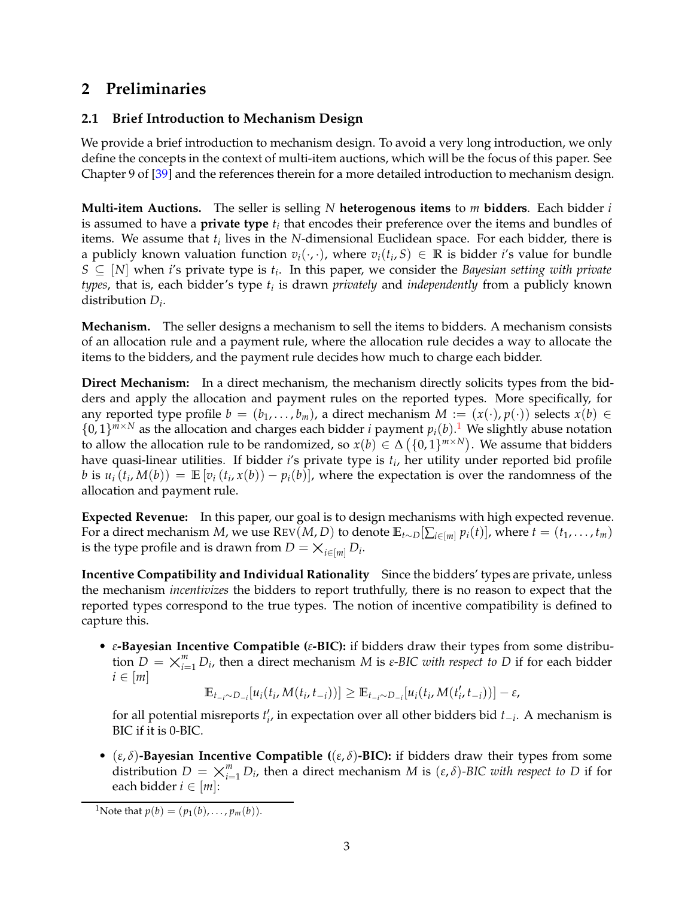## 2 Preliminaries

### 2.1 Brief Introduction to Mechanism Design

We provide a brief introduction to mechanism design. To avoid a very long introduction, we only define the concepts in the context of multi-item auctions, which will be the focus of this paper. See Chapter 9 of [39] and the references therein for a more detailed introduction to mechanism design.

**Multi-item Auctions.** The seller is selling $N$ **heterogenous items** to $m$ **bidders**. Each bidder $i$ is assumed to have a **private type** $t_i$ that encodes their preference over the items and bundles of items. We assume that $t_i$ lives in the $N$-dimensional Euclidean space. For each bidder, there is a publicly known valuation function $v_i(\cdot, \cdot)$, where $v_i(t_i, S) \in \mathbb{R}$ is bidder $i$'s value for bundle $S \subseteq [N]$ when $i$'s private type is $t_i$. In this paper, we consider the *Bayesian setting with private types*, that is, each bidder's type $t_i$ is drawn *privately* and *independently* from a publicly known distribution $D_i$.

**Mechanism.** The seller designs a mechanism to sell the items to bidders. A mechanism consists of an allocation rule and a payment rule, where the allocation rule decides a way to allocate the items to the bidders, and the payment rule decides how much to charge each bidder.

**Direct Mechanism:** In a direct mechanism, the mechanism directly solicits types from the bidders and apply the allocation and payment rules on the reported types. More specifically, for any reported type profile $b = (b_1, \ldots, b_m)$, a direct mechanism $M := (x(\cdot), p(\cdot))$ selects $x(b) \in \{0,1\}^{m \times N}$ as the allocation and charges each bidder $i$ payment $p_i(b)$.[1] We slightly abuse notation to allow the allocation rule to be randomized, so $x(b) \in \Delta\left(\{0,1\}^{m \times N}\right)$. We assume that bidders have quasi-linear utilities. If bidder $i$'s private type is $t_i$, her utility under reported bid profile $b$ is $u_i(t_i, M(b)) = \mathbb{E}\left[v_i(t_i, x(b)) - p_i(b)\right]$, where the expectation is over the randomness of the allocation and payment rule.

**Expected Revenue:** In this paper, our goal is to design mechanisms with high expected revenue. For a direct mechanism $M$, we use $\textsc{Rev}(M, D)$ to denote $\mathbb{E}_{t \sim D}[\sum_{i \in [m]} p_i(t)]$, where $t = (t_1, \ldots, t_m)$ is the type profile and is drawn from $D = \times_{i \in [m]} D_i$.

**Incentive Compatibility and Individual Rationality** Since the bidders' types are private, unless the mechanism *incentivizes* the bidders to report truthfully, there is no reason to expect that the reported types correspond to the true types. The notion of incentive compatibility is defined to capture this.

- **$\varepsilon$-Bayesian Incentive Compatible ($\varepsilon$-BIC):** if bidders draw their types from some distribution $D = \times_{i=1}^m D_i$, then a direct mechanism $M$ is *$\varepsilon$-BIC with respect to $D$* if for each bidder $i \in [m]$

$$\mathbb{E}_{t_{-i} \sim D_{-i}}[u_i(t_i, M(t_i, t_{-i}))] \geq \mathbb{E}_{t_{-i} \sim D_{-i}}[u_i(t_i, M(t_i', t_{-i}))] - \varepsilon,$$

  for all potential misreports $t_i'$, in expectation over all other bidders bid $t_{-i}$. A mechanism is BIC if it is 0-BIC.

- **$(\varepsilon, \delta)$-Bayesian Incentive Compatible ($(\varepsilon, \delta)$-BIC):** if bidders draw their types from some distribution $D = \times_{i=1}^m D_i$, then a direct mechanism $M$ is *$(\varepsilon, \delta)$-BIC with respect to $D$* if for each bidder $i \in [m]$:

[1] Note that $p(b) = (p_1(b), \ldots, p_m(b))$.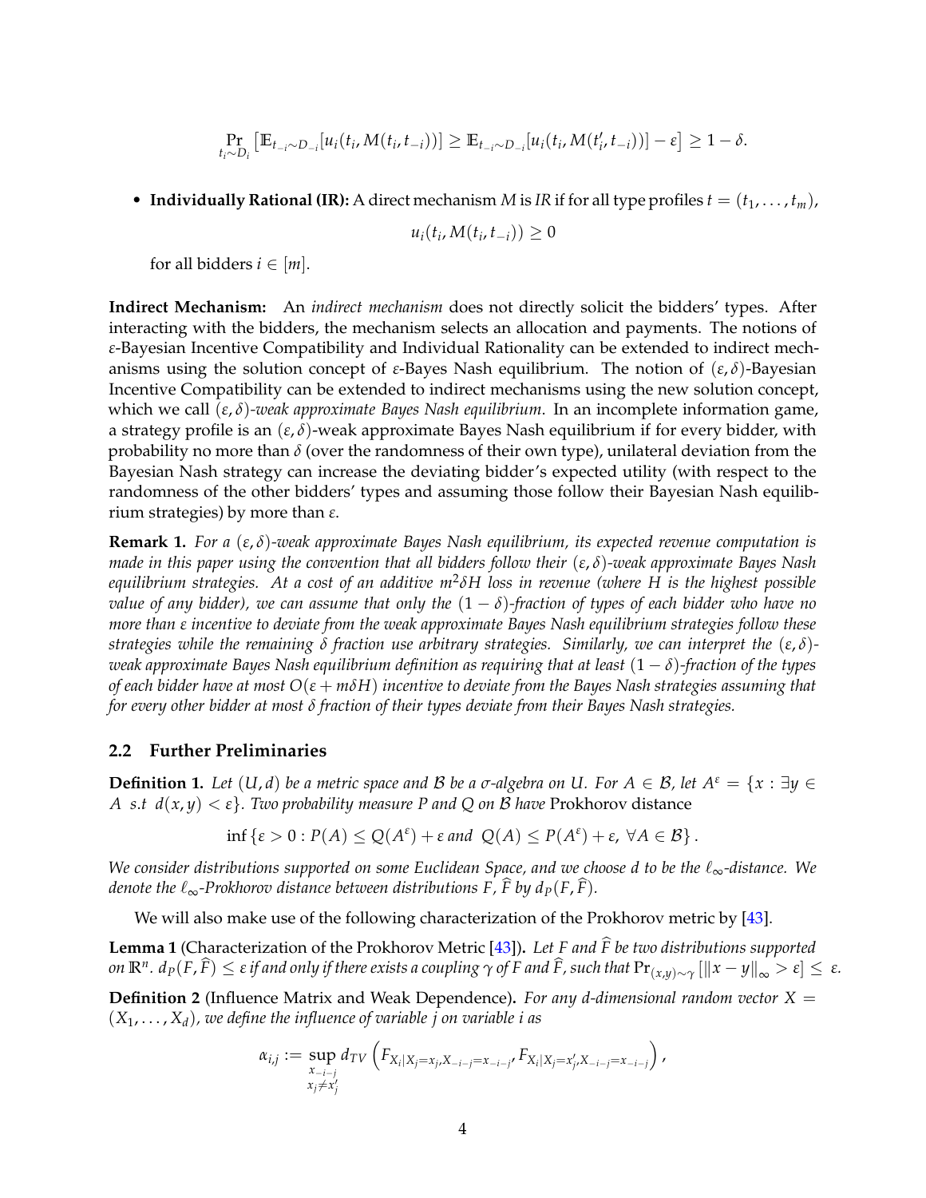$$\Pr_{t_i \sim D_i}\left[\mathbb{E}_{t_{-i}\sim D_{-i}}[u_i(t_i, M(t_i, t_{-i}))] \geq \mathbb{E}_{t_{-i}\sim D_{-i}}[u_i(t_i, M(t'_i, t_{-i}))] - \varepsilon\right] \geq 1 - \delta.$$

- **Individually Rational (IR):** A direct mechanism $M$ is *IR* if for all type profiles $t = (t_1, \ldots, t_m)$,

$$u_i(t_i, M(t_i, t_{-i})) \geq 0$$

  for all bidders $i \in [m]$.

**Indirect Mechanism:** An *indirect mechanism* does not directly solicit the bidders' types. After interacting with the bidders, the mechanism selects an allocation and payments. The notions of $\varepsilon$-Bayesian Incentive Compatibility and Individual Rationality can be extended to indirect mechanisms using the solution concept of $\varepsilon$-Bayes Nash equilibrium. The notion of $(\varepsilon, \delta)$-Bayesian Incentive Compatibility can be extended to indirect mechanisms using the new solution concept, which we call *$(\varepsilon, \delta)$-weak approximate Bayes Nash equilibrium*. In an incomplete information game, a strategy profile is an $(\varepsilon, \delta)$-weak approximate Bayes Nash equilibrium if for every bidder, with probability no more than $\delta$ (over the randomness of their own type), unilateral deviation from the Bayesian Nash strategy can increase the deviating bidder's expected utility (with respect to the randomness of the other bidders' types and assuming those follow their Bayesian Nash equilibrium strategies) by more than $\varepsilon$.

**Remark 1.** *For a $(\varepsilon, \delta)$-weak approximate Bayes Nash equilibrium, its expected revenue computation is made in this paper using the convention that all bidders follow their $(\varepsilon, \delta)$-weak approximate Bayes Nash equilibrium strategies. At a cost of an additive $m^2\delta H$ loss in revenue (where $H$ is the highest possible value of any bidder), we can assume that only the $(1 - \delta)$-fraction of types of each bidder who have no more than $\varepsilon$ incentive to deviate from the weak approximate Bayes Nash equilibrium strategies follow these strategies while the remaining $\delta$ fraction use arbitrary strategies. Similarly, we can interpret the $(\varepsilon, \delta)$-weak approximate Bayes Nash equilibrium definition as requiring that at least $(1 - \delta)$-fraction of the types of each bidder have at most $O(\varepsilon + m\delta H)$ incentive to deviate from the Bayes Nash strategies assuming that for every other bidder at most $\delta$ fraction of their types deviate from their Bayes Nash strategies.*

## 2.2 Further Preliminaries

**Definition 1.** *Let $(U, d)$ be a metric space and $\mathcal{B}$ be a $\sigma$-algebra on $U$. For $A \in \mathcal{B}$, let $A^\varepsilon = \{x : \exists y \in A \text{ s.t } d(x, y) < \varepsilon\}$. Two probability measure $P$ and $Q$ on $\mathcal{B}$ have* Prokhorov distance

$$\inf\left\{\varepsilon > 0 : P(A) \leq Q(A^\varepsilon) + \varepsilon \text{ and } Q(A) \leq P(A^\varepsilon) + \varepsilon,\ \forall A \in \mathcal{B}\right\}.$$

*We consider distributions supported on some Euclidean Space, and we choose $d$ to be the $\ell_\infty$-distance. We denote the $\ell_\infty$-Prokhorov distance between distributions $F$, $\widehat{F}$ by $d_P(F, \widehat{F})$.*

We will also make use of the following characterization of the Prokhorov metric by [43].

**Lemma 1** (Characterization of the Prokhorov Metric [43])**.** *Let $F$ and $\widehat{F}$ be two distributions supported on $\mathbb{R}^n$. $d_P(F, \widehat{F}) \leq \varepsilon$ if and only if there exists a coupling $\gamma$ of $F$ and $\widehat{F}$, such that $\Pr_{(x,y)\sim\gamma}\left[\|x - y\|_\infty > \varepsilon\right] \leq \varepsilon$.*

**Definition 2** (Influence Matrix and Weak Dependence)**.** *For any $d$-dimensional random vector $X = (X_1, \ldots, X_d)$, we define the influence of variable $j$ on variable $i$ as*

$$\alpha_{i,j} := \sup_{\substack{x_{-i-j} \\ x_j \neq x'_j}} d_{TV}\left(F_{X_i|X_j = x_j, X_{-i-j} = x_{-i-j}}, F_{X_i|X_j = x'_j, X_{-i-j} = x_{-i-j}}\right),$$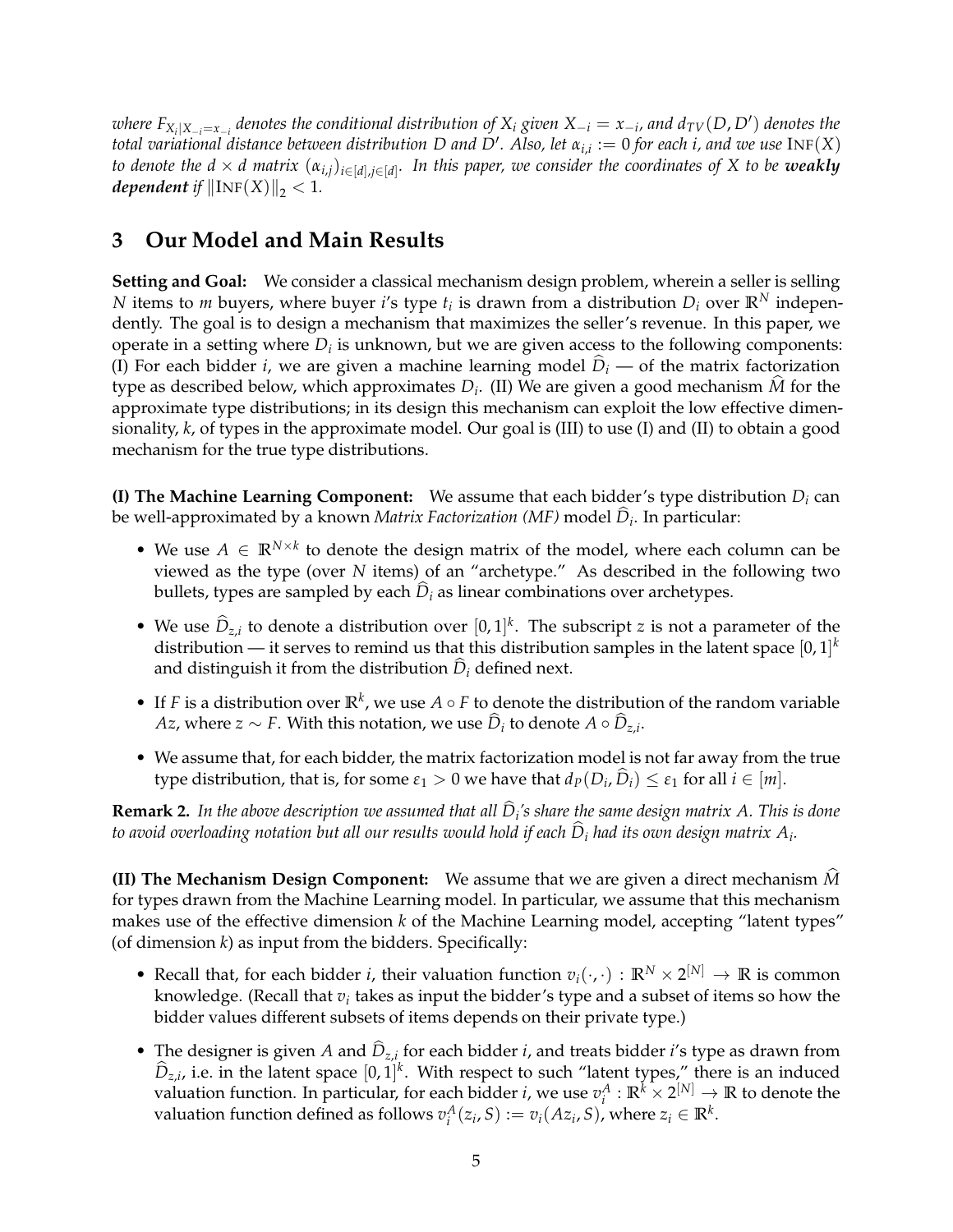*where $F_{X_i|X_{-i}=x_{-i}}$ denotes the conditional distribution of $X_i$ given $X_{-i} = x_{-i}$, and $d_{TV}(D, D')$ denotes the total variational distance between distribution $D$ and $D'$. Also, let $\alpha_{i,i} := 0$ for each $i$, and we use $\text{INF}(X)$ to denote the $d \times d$ matrix $(\alpha_{i,j})_{i\in[d],j\in[d]}$. In this paper, we consider the coordinates of $X$ to be* ***weakly dependent*** *if $\|\text{INF}(X)\|_2 < 1$.*

## 3 Our Model and Main Results

**Setting and Goal:** We consider a classical mechanism design problem, wherein a seller is selling $N$ items to $m$ buyers, where buyer $i$'s type $t_i$ is drawn from a distribution $D_i$ over $\mathbb{R}^N$ independently. The goal is to design a mechanism that maximizes the seller's revenue. In this paper, we operate in a setting where $D_i$ is unknown, but we are given access to the following components: (I) For each bidder $i$, we are given a machine learning model $\widehat{D}_i$ — of the matrix factorization type as described below, which approximates $D_i$. (II) We are given a good mechanism $\widehat{M}$ for the approximate type distributions; in its design this mechanism can exploit the low effective dimensionality, $k$, of types in the approximate model. Our goal is (III) to use (I) and (II) to obtain a good mechanism for the true type distributions.

**(I) The Machine Learning Component:** We assume that each bidder's type distribution $D_i$ can be well-approximated by a known *Matrix Factorization (MF)* model $\widehat{D}_i$. In particular:

- We use $A \in \mathbb{R}^{N\times k}$ to denote the design matrix of the model, where each column can be viewed as the type (over $N$ items) of an "archetype." As described in the following two bullets, types are sampled by each $\widehat{D}_i$ as linear combinations over archetypes.
- We use $\widehat{D}_{z,i}$ to denote a distribution over $[0, 1]^k$. The subscript $z$ is not a parameter of the distribution — it serves to remind us that this distribution samples in the latent space $[0, 1]^k$ and distinguish it from the distribution $\widehat{D}_i$ defined next.
- If $F$ is a distribution over $\mathbb{R}^k$, we use $A \circ F$ to denote the distribution of the random variable $Az$, where $z \sim F$. With this notation, we use $\widehat{D}_i$ to denote $A \circ \widehat{D}_{z,i}$.
- We assume that, for each bidder, the matrix factorization model is not far away from the true type distribution, that is, for some $\varepsilon_1 > 0$ we have that $d_P(D_i, \widehat{D}_i) \le \varepsilon_1$ for all $i \in [m]$.

**Remark 2.** *In the above description we assumed that all $\widehat{D}_i$'s share the same design matrix $A$. This is done to avoid overloading notation but all our results would hold if each $\widehat{D}_i$ had its own design matrix $A_i$.*

**(II) The Mechanism Design Component:** We assume that we are given a direct mechanism $\widehat{M}$ for types drawn from the Machine Learning model. In particular, we assume that this mechanism makes use of the effective dimension $k$ of the Machine Learning model, accepting "latent types" (of dimension $k$) as input from the bidders. Specifically:

- Recall that, for each bidder $i$, their valuation function $v_i(\cdot, \cdot) : \mathbb{R}^N \times 2^{[N]} \to \mathbb{R}$ is common knowledge. (Recall that $v_i$ takes as input the bidder's type and a subset of items so how the bidder values different subsets of items depends on their private type.)
- The designer is given $A$ and $\widehat{D}_{z,i}$ for each bidder $i$, and treats bidder $i$'s type as drawn from $\widehat{D}_{z,i}$, i.e. in the latent space $[0, 1]^k$. With respect to such "latent types," there is an induced valuation function. In particular, for each bidder $i$, we use $v_i^A : \mathbb{R}^k \times 2^{[N]} \to \mathbb{R}$ to denote the valuation function defined as follows $v_i^A(z_i, S) := v_i(Az_i, S)$, where $z_i \in \mathbb{R}^k$.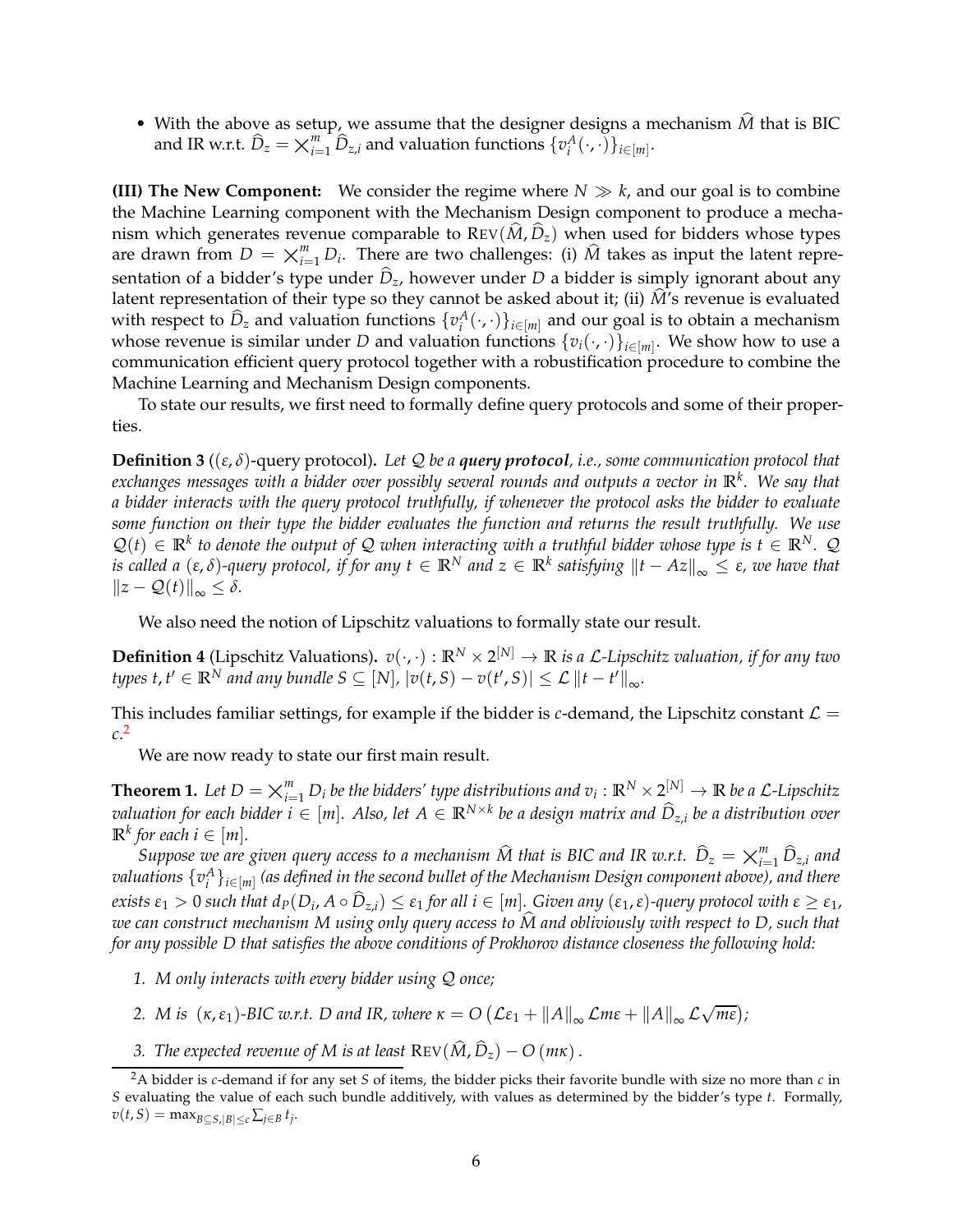- With the above as setup, we assume that the designer designs a mechanism $\widehat{M}$ that is BIC and IR w.r.t. $\widehat{D}_z = \times_{i=1}^m \widehat{D}_{z,i}$ and valuation functions $\{v_i^A(\cdot,\cdot)\}_{i\in[m]}$.

**(III) The New Component:** We consider the regime where $N \gg k$, and our goal is to combine the Machine Learning component with the Mechanism Design component to produce a mechanism which generates revenue comparable to $\text{REV}(\widehat{M}, \widehat{D}_z)$ when used for bidders whose types are drawn from $D = \times_{i=1}^m D_i$. There are two challenges: (i) $\widehat{M}$ takes as input the latent representation of a bidder's type under $\widehat{D}_z$, however under $D$ a bidder is simply ignorant about any latent representation of their type so they cannot be asked about it; (ii) $\widehat{M}$'s revenue is evaluated with respect to $\widehat{D}_z$ and valuation functions $\{v_i^A(\cdot,\cdot)\}_{i\in[m]}$ and our goal is to obtain a mechanism whose revenue is similar under $D$ and valuation functions $\{v_i(\cdot,\cdot)\}_{i\in[m]}$. We show how to use a communication efficient query protocol together with a robustification procedure to combine the Machine Learning and Mechanism Design components.

To state our results, we first need to formally define query protocols and some of their properties.

**Definition 3** (($\varepsilon, \delta$)-query protocol)**.** *Let $\mathcal{Q}$ be a* ***query protocol****, i.e., some communication protocol that exchanges messages with a bidder over possibly several rounds and outputs a vector in $\mathbb{R}^k$. We say that a bidder interacts with the query protocol truthfully, if whenever the protocol asks the bidder to evaluate some function on their type the bidder evaluates the function and returns the result truthfully. We use $\mathcal{Q}(t) \in \mathbb{R}^k$ to denote the output of $\mathcal{Q}$ when interacting with a truthful bidder whose type is $t \in \mathbb{R}^N$. $\mathcal{Q}$ is called a $(\varepsilon, \delta)$-query protocol, if for any $t \in \mathbb{R}^N$ and $z \in \mathbb{R}^k$ satisfying $\|t - Az\|_\infty \leq \varepsilon$, we have that $\|z - \mathcal{Q}(t)\|_\infty \leq \delta$.*

We also need the notion of Lipschitz valuations to formally state our result.

**Definition 4** (Lipschitz Valuations)**.** *$v(\cdot,\cdot) : \mathbb{R}^N \times 2^{[N]} \to \mathbb{R}$ is a $\mathcal{L}$-Lipschitz valuation, if for any two types $t, t' \in \mathbb{R}^N$ and any bundle $S \subseteq [N]$, $|v(t,S) - v(t',S)| \leq \mathcal{L}\,\|t - t'\|_\infty$.*

This includes familiar settings, for example if the bidder is $c$-demand, the Lipschitz constant $\mathcal{L} = c$.[2]

We are now ready to state our first main result.

**Theorem 1.** *Let $D = \times_{i=1}^m D_i$ be the bidders' type distributions and $v_i : \mathbb{R}^N \times 2^{[N]} \to \mathbb{R}$ be a $\mathcal{L}$-Lipschitz valuation for each bidder $i \in [m]$. Also, let $A \in \mathbb{R}^{N\times k}$ be a design matrix and $\widehat{D}_{z,i}$ be a distribution over $\mathbb{R}^k$ for each $i \in [m]$.*

*Suppose we are given query access to a mechanism $\widehat{M}$ that is BIC and IR w.r.t. $\widehat{D}_z = \times_{i=1}^m \widehat{D}_{z,i}$ and valuations $\{v_i^A\}_{i\in[m]}$ (as defined in the second bullet of the Mechanism Design component above), and there exists $\varepsilon_1 > 0$ such that $d_P(D_i, A \circ \widehat{D}_{z,i}) \leq \varepsilon_1$ for all $i \in [m]$. Given any $(\varepsilon_1, \varepsilon)$-query protocol with $\varepsilon \geq \varepsilon_1$, we can construct mechanism $M$ using only query access to $\widehat{M}$ and obliviously with respect to $D$, such that for any possible $D$ that satisfies the above conditions of Prokhorov distance closeness the following hold:*

1. *$M$ only interacts with every bidder using $\mathcal{Q}$ once;*
2. *$M$ is $(\kappa, \varepsilon_1)$-BIC w.r.t. $D$ and IR, where $\kappa = O\left(\mathcal{L}\varepsilon_1 + \|A\|_\infty \mathcal{L} m\varepsilon + \|A\|_\infty \mathcal{L}\sqrt{m\varepsilon}\right)$;*
3. *The expected revenue of $M$ is at least $\text{REV}(\widehat{M}, \widehat{D}_z) - O(m\kappa)$.*

[2] A bidder is $c$-demand if for any set $S$ of items, the bidder picks their favorite bundle with size no more than $c$ in $S$ evaluating the value of each such bundle additively, with values as determined by the bidder's type $t$. Formally, $v(t,S) = \max_{B\subseteq S, |B|\leq c} \sum_{j\in B} t_j$.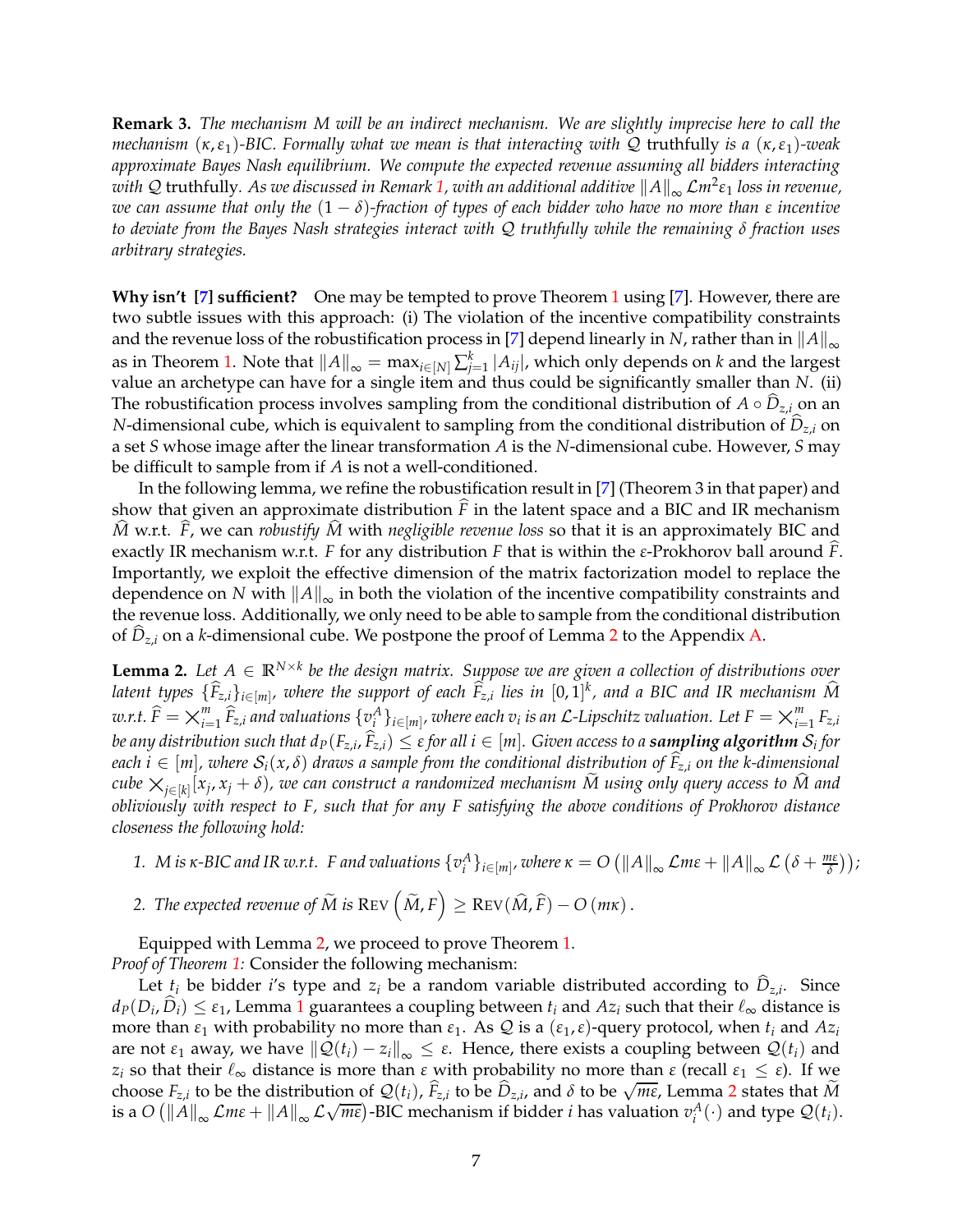**Remark 3.** *The mechanism $M$ will be an indirect mechanism. We are slightly imprecise here to call the mechanism $(\kappa, \varepsilon_1)$-BIC. Formally what we mean is that interacting with $\mathcal{Q}$* truthfully *is a $(\kappa, \varepsilon_1)$-weak approximate Bayes Nash equilibrium. We compute the expected revenue assuming all bidders interacting with $\mathcal{Q}$* truthfully*. As we discussed in Remark 1, with an additional additive $\|A\|_\infty \mathcal{L} m^2 \varepsilon_1$ loss in revenue, we can assume that only the $(1-\delta)$-fraction of types of each bidder who have no more than $\varepsilon$ incentive to deviate from the Bayes Nash strategies interact with $\mathcal{Q}$ truthfully while the remaining $\delta$ fraction uses arbitrary strategies.*

**Why isn't [7] sufficient?** One may be tempted to prove Theorem 1 using [7]. However, there are two subtle issues with this approach: (i) The violation of the incentive compatibility constraints and the revenue loss of the robustification process in [7] depend linearly in $N$, rather than in $\|A\|_\infty$ as in Theorem 1. Note that $\|A\|_\infty = \max_{i\in[N]} \sum_{j=1}^{k} |A_{ij}|$, which only depends on $k$ and the largest value an archetype can have for a single item and thus could be significantly smaller than $N$. (ii) The robustification process involves sampling from the conditional distribution of $A \circ \widehat{D}_{z,i}$ on an $N$-dimensional cube, which is equivalent to sampling from the conditional distribution of $\widehat{D}_{z,i}$ on a set $S$ whose image after the linear transformation $A$ is the $N$-dimensional cube. However, $S$ may be difficult to sample from if $A$ is not a well-conditioned.

In the following lemma, we refine the robustification result in [7] (Theorem 3 in that paper) and show that given an approximate distribution $\widehat{F}$ in the latent space and a BIC and IR mechanism $\widehat{M}$ w.r.t. $\widehat{F}$, we can *robustify* $\widehat{M}$ with *negligible revenue loss* so that it is an approximately BIC and exactly IR mechanism w.r.t. $F$ for any distribution $F$ that is within the $\varepsilon$-Prokhorov ball around $\widehat{F}$. Importantly, we exploit the effective dimension of the matrix factorization model to replace the dependence on $N$ with $\|A\|_\infty$ in both the violation of the incentive compatibility constraints and the revenue loss. Additionally, we only need to be able to sample from the conditional distribution of $\widehat{D}_{z,i}$ on a $k$-dimensional cube. We postpone the proof of Lemma 2 to the Appendix A.

**Lemma 2.** *Let $A \in \mathbb{R}^{N\times k}$ be the design matrix. Suppose we are given a collection of distributions over latent types $\{\widehat{F}_{z,i}\}_{i\in[m]}$, where the support of each $\widehat{F}_{z,i}$ lies in $[0,1]^k$, and a BIC and IR mechanism $\widehat{M}$ w.r.t. $\widehat{F} = \times_{i=1}^{m} \widehat{F}_{z,i}$ and valuations $\{v_i^A\}_{i\in[m]}$, where each $v_i$ is an $\mathcal{L}$-Lipschitz valuation. Let $F = \times_{i=1}^{m} F_{z,i}$ be any distribution such that $d_P(F_{z,i}, \widehat{F}_{z,i}) \le \varepsilon$ for all $i \in [m]$. Given access to a **sampling algorithm** $\mathcal{S}_i$ for each $i \in [m]$, where $\mathcal{S}_i(x, \delta)$ draws a sample from the conditional distribution of $\widehat{F}_{z,i}$ on the $k$-dimensional cube $\times_{j\in[k]}[x_j, x_j + \delta)$, we can construct a randomized mechanism $\widetilde{M}$ using only query access to $\widehat{M}$ and obliviously with respect to $F$, such that for any $F$ satisfying the above conditions of Prokhorov distance closeness the following hold:*

1. *$M$ is $\kappa$-BIC and IR w.r.t. $F$ and valuations $\{v_i^A\}_{i\in[m]}$, where $\kappa = O\left(\|A\|_\infty \mathcal{L} m\varepsilon + \|A\|_\infty \mathcal{L}\left(\delta + \frac{m\varepsilon}{\delta}\right)\right)$;*
2. *The expected revenue of $\widetilde{M}$ is $\text{Rev}\left(\widetilde{M}, F\right) \ge \text{Rev}(\widehat{M}, \widehat{F}) - O(m\kappa)$.*

Equipped with Lemma 2, we proceed to prove Theorem 1.

*Proof of Theorem 1:* Consider the following mechanism:

Let $t_i$ be bidder $i$'s type and $z_i$ be a random variable distributed according to $\widehat{D}_{z,i}$. Since $d_P(D_i, \widehat{D}_i) \le \varepsilon_1$, Lemma 1 guarantees a coupling between $t_i$ and $Az_i$ such that their $\ell_\infty$ distance is more than $\varepsilon_1$ with probability no more than $\varepsilon_1$. As $\mathcal{Q}$ is a $(\varepsilon_1, \varepsilon)$-query protocol, when $t_i$ and $Az_i$ are not $\varepsilon_1$ away, we have $\|\mathcal{Q}(t_i) - z_i\|_\infty \le \varepsilon$. Hence, there exists a coupling between $\mathcal{Q}(t_i)$ and $z_i$ so that their $\ell_\infty$ distance is more than $\varepsilon$ with probability no more than $\varepsilon$ (recall $\varepsilon_1 \le \varepsilon$). If we choose $F_{z,i}$ to be the distribution of $\mathcal{Q}(t_i)$, $\widehat{F}_{z,i}$ to be $\widehat{D}_{z,i}$, and $\delta$ to be $\sqrt{m\varepsilon}$, Lemma 2 states that $\widetilde{M}$ is a $O\left(\|A\|_\infty \mathcal{L} m\varepsilon + \|A\|_\infty \mathcal{L}\sqrt{m\varepsilon}\right)$-BIC mechanism if bidder $i$ has valuation $v_i^A(\cdot)$ and type $\mathcal{Q}(t_i)$.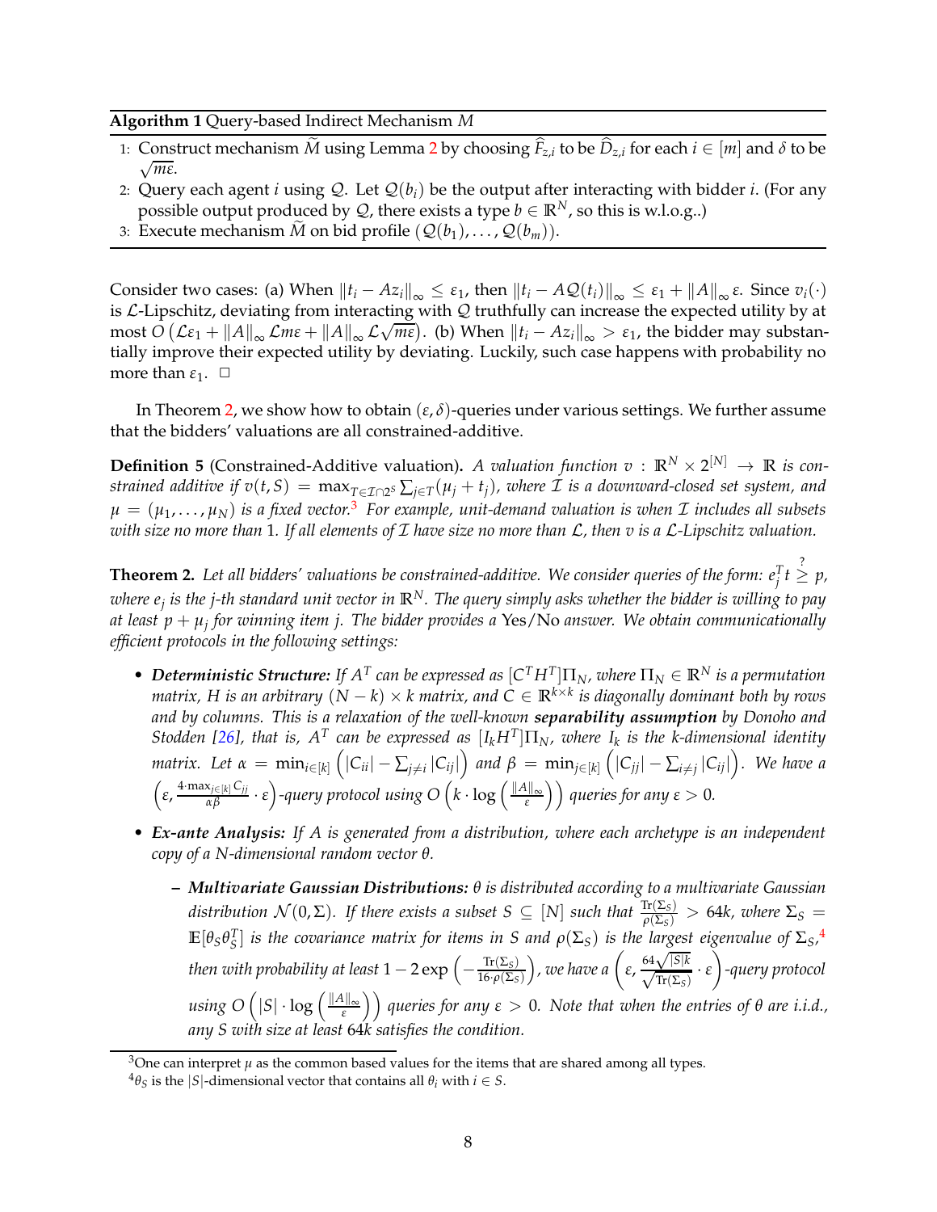**Algorithm 1** Query-based Indirect Mechanism $M$

1: Construct mechanism $\widetilde{M}$ using Lemma 2 by choosing $\widehat{F}_{z,i}$ to be $\widehat{D}_{z,i}$ for each $i \in [m]$ and $\delta$ to be $\sqrt{m\varepsilon}$.

2: Query each agent $i$ using $\mathcal{Q}$. Let $\mathcal{Q}(b_i)$ be the output after interacting with bidder $i$. (For any possible output produced by $\mathcal{Q}$, there exists a type $b \in \mathbb{R}^N$, so this is w.l.o.g..)

3: Execute mechanism $\widetilde{M}$ on bid profile $(\mathcal{Q}(b_1), \dots, \mathcal{Q}(b_m))$.

Consider two cases: (a) When $\|t_i - Az_i\|_\infty \le \varepsilon_1$, then $\|t_i - A\mathcal{Q}(t_i)\|_\infty \le \varepsilon_1 + \|A\|_\infty \varepsilon$. Since $v_i(\cdot)$ is $\mathcal{L}$-Lipschitz, deviating from interacting with $\mathcal{Q}$ truthfully can increase the expected utility by at most $O\left(\mathcal{L}\varepsilon_1 + \|A\|_\infty \mathcal{L}m\varepsilon + \|A\|_\infty \mathcal{L}\sqrt{m\varepsilon}\right)$. (b) When $\|t_i - Az_i\|_\infty > \varepsilon_1$, the bidder may substantially improve their expected utility by deviating. Luckily, such case happens with probability no more than $\varepsilon_1$. $\square$

In Theorem 2, we show how to obtain $(\varepsilon, \delta)$-queries under various settings. We further assume that the bidders' valuations are all constrained-additive.

**Definition 5** (Constrained-Additive valuation)**.** *A valuation function $v : \mathbb{R}^N \times 2^{[N]} \to \mathbb{R}$ is constrained additive if $v(t, S) = \max_{T \in \mathcal{I} \cap 2^S} \sum_{j \in T}(\mu_j + t_j)$, where $\mathcal{I}$ is a downward-closed set system, and $\mu = (\mu_1, \dots, \mu_N)$ is a fixed vector.*[3] *For example, unit-demand valuation is when $\mathcal{I}$ includes all subsets with size no more than 1. If all elements of $\mathcal{I}$ have size no more than $\mathcal{L}$, then $v$ is a $\mathcal{L}$-Lipschitz valuation.*

**Theorem 2.** *Let all bidders' valuations be constrained-additive. We consider queries of the form: $e_j^T t \overset{?}{\ge} p$, where $e_j$ is the $j$-th standard unit vector in $\mathbb{R}^N$. The query simply asks whether the bidder is willing to pay at least $p + \mu_j$ for winning item $j$. The bidder provides a* Yes/No *answer. We obtain communicationally efficient protocols in the following settings:*

- ***Deterministic Structure:*** *If $A^T$ can be expressed as $[C^T H^T]\Pi_N$, where $\Pi_N \in \mathbb{R}^N$ is a permutation matrix, $H$ is an arbitrary $(N-k) \times k$ matrix, and $C \in \mathbb{R}^{k \times k}$ is diagonally dominant both by rows and by columns. This is a relaxation of the well-known* ***separability assumption*** *by Donoho and Stodden [26], that is, $A^T$ can be expressed as $[I_k H^T]\Pi_N$, where $I_k$ is the $k$-dimensional identity matrix. Let $\alpha = \min_{i \in [k]} \left(|C_{ii}| - \sum_{j \ne i} |C_{ij}|\right)$ and $\beta = \min_{j \in [k]} \left(|C_{jj}| - \sum_{i \ne j} |C_{ij}|\right)$. We have a $\left(\varepsilon, \frac{4 \cdot \max_{j \in [k]} C_{jj}}{\alpha\beta} \cdot \varepsilon\right)$-query protocol using $O\left(k \cdot \log\left(\frac{\|A\|_\infty}{\varepsilon}\right)\right)$ queries for any $\varepsilon > 0$.*
- ***Ex-ante Analysis:*** *If $A$ is generated from a distribution, where each archetype is an independent copy of a $N$-dimensional random vector $\theta$.*
  - ***Multivariate Gaussian Distributions:*** *$\theta$ is distributed according to a multivariate Gaussian distribution $\mathcal{N}(0, \Sigma)$. If there exists a subset $S \subseteq [N]$ such that $\frac{\mathrm{Tr}(\Sigma_S)}{\rho(\Sigma_S)} > 64k$, where $\Sigma_S = \mathbb{E}[\theta_S \theta_S^T]$ is the covariance matrix for items in $S$ and $\rho(\Sigma_S)$ is the largest eigenvalue of $\Sigma_S$,*[4] *then with probability at least $1 - 2\exp\left(-\frac{\mathrm{Tr}(\Sigma_S)}{16 \cdot \rho(\Sigma_S)}\right)$, we have a $\left(\varepsilon, \frac{64\sqrt{|S|k}}{\sqrt{\mathrm{Tr}(\Sigma_S)}} \cdot \varepsilon\right)$-query protocol using $O\left(|S| \cdot \log\left(\frac{\|A\|_\infty}{\varepsilon}\right)\right)$ queries for any $\varepsilon > 0$. Note that when the entries of $\theta$ are i.i.d., any $S$ with size at least $64k$ satisfies the condition.*

[3] One can interpret $\mu$ as the common based values for the items that are shared among all types.

[4] $\theta_S$ is the $|S|$-dimensional vector that contains all $\theta_i$ with $i \in S$.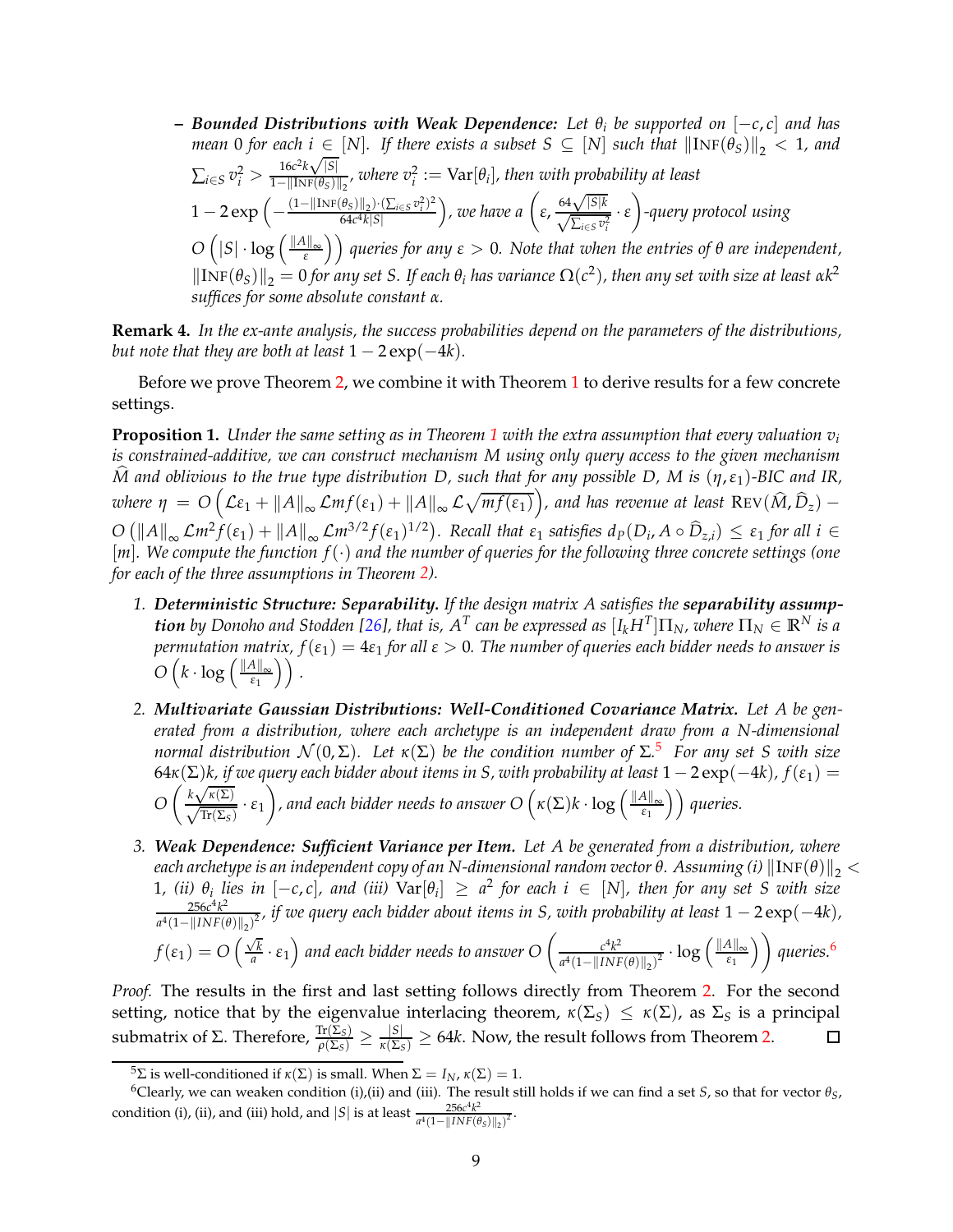– ***Bounded Distributions with Weak Dependence:*** *Let $\theta_i$ be supported on $[-c, c]$ and has mean 0 for each $i \in [N]$. If there exists a subset $S \subseteq [N]$ such that $\|\text{INF}(\theta_S)\|_2 < 1$, and $\sum_{i \in S} v_i^2 > \frac{16c^2 k\sqrt{|S|}}{1-\|\text{INF}(\theta_S)\|_2}$, where $v_i^2 := \text{Var}[\theta_i]$, then with probability at least $1 - 2\exp\left(-\frac{(1-\|\text{INF}(\theta_S)\|_2)\cdot(\sum_{i\in S} v_i^2)^2}{64c^4 k|S|}\right)$, we have a $\left(\varepsilon, \frac{64\sqrt{|S|k}}{\sqrt{\sum_{i\in S} v_i^2}} \cdot \varepsilon\right)$-query protocol using $O\left(|S| \cdot \log\left(\frac{\|A\|_\infty}{\varepsilon}\right)\right)$ queries for any $\varepsilon > 0$. Note that when the entries of $\theta$ are independent, $\|\text{INF}(\theta_S)\|_2 = 0$ for any set $S$. If each $\theta_i$ has variance $\Omega(c^2)$, then any set with size at least $\alpha k^2$ suffices for some absolute constant $\alpha$.*

**Remark 4.** *In the ex-ante analysis, the success probabilities depend on the parameters of the distributions, but note that they are both at least $1 - 2\exp(-4k)$.*

Before we prove Theorem 2, we combine it with Theorem 1 to derive results for a few concrete settings.

**Proposition 1.** *Under the same setting as in Theorem 1 with the extra assumption that every valuation $v_i$ is constrained-additive, we can construct mechanism $M$ using only query access to the given mechanism $\widehat{M}$ and oblivious to the true type distribution $D$, such that for any possible $D$, $M$ is $(\eta, \varepsilon_1)$-BIC and IR, where $\eta = O\left(\mathcal{L}\varepsilon_1 + \|A\|_\infty \mathcal{L}mf(\varepsilon_1) + \|A\|_\infty \mathcal{L}\sqrt{mf(\varepsilon_1)}\right)$, and has revenue at least $\text{REV}(\widehat{M}, \widehat{D}_z) - O\left(\|A\|_\infty \mathcal{L}m^2 f(\varepsilon_1) + \|A\|_\infty \mathcal{L}m^{3/2} f(\varepsilon_1)^{1/2}\right)$. Recall that $\varepsilon_1$ satisfies $d_P(D_i, A \circ \widehat{D}_{z,i}) \le \varepsilon_1$ for all $i \in [m]$. We compute the function $f(\cdot)$ and the number of queries for the following three concrete settings (one for each of the three assumptions in Theorem 2).*

1. ***Deterministic Structure: Separability.*** *If the design matrix $A$ satisfies the **separability assumption** by Donoho and Stodden [26], that is, $A^T$ can be expressed as $[I_k H^T]\Pi_N$, where $\Pi_N \in \mathbb{R}^N$ is a permutation matrix, $f(\varepsilon_1) = 4\varepsilon_1$ for all $\varepsilon > 0$. The number of queries each bidder needs to answer is $O\left(k \cdot \log\left(\frac{\|A\|_\infty}{\varepsilon_1}\right)\right)$.*
2. ***Multivariate Gaussian Distributions: Well-Conditioned Covariance Matrix.*** *Let $A$ be generated from a distribution, where each archetype is an independent draw from a $N$-dimensional normal distribution $\mathcal{N}(0, \Sigma)$. Let $\kappa(\Sigma)$ be the condition number of $\Sigma$.[5] For any set $S$ with size $64\kappa(\Sigma)k$, if we query each bidder about items in $S$, with probability at least $1 - 2\exp(-4k)$, $f(\varepsilon_1) = O\left(\frac{k\sqrt{\kappa(\Sigma)}}{\sqrt{\text{Tr}(\Sigma_S)}} \cdot \varepsilon_1\right)$, and each bidder needs to answer $O\left(\kappa(\Sigma)k \cdot \log\left(\frac{\|A\|_\infty}{\varepsilon_1}\right)\right)$ queries.*
3. ***Weak Dependence: Sufficient Variance per Item.*** *Let $A$ be generated from a distribution, where each archetype is an independent copy of an $N$-dimensional random vector $\theta$. Assuming (i) $\|\text{INF}(\theta)\|_2 < 1$, (ii) $\theta_i$ lies in $[-c, c]$, and (iii) $\text{Var}[\theta_i] \ge a^2$ for each $i \in [N]$, then for any set $S$ with size $\frac{256c^4k^2}{a^4(1-\|INF(\theta)\|_2)^2}$, if we query each bidder about items in $S$, with probability at least $1 - 2\exp(-4k)$, $f(\varepsilon_1) = O\left(\frac{\sqrt{k}}{a} \cdot \varepsilon_1\right)$ and each bidder needs to answer $O\left(\frac{c^4k^2}{a^4(1-\|INF(\theta)\|_2)^2} \cdot \log\left(\frac{\|A\|_\infty}{\varepsilon_1}\right)\right)$ queries.[6]*

*Proof.* The results in the first and last setting follows directly from Theorem 2. For the second setting, notice that by the eigenvalue interlacing theorem, $\kappa(\Sigma_S) \le \kappa(\Sigma)$, as $\Sigma_S$ is a principal submatrix of $\Sigma$. Therefore, $\frac{\text{Tr}(\Sigma_S)}{\rho(\Sigma_S)} \ge \frac{|S|}{\kappa(\Sigma_S)} \ge 64k$. Now, the result follows from Theorem 2. □

[5] $\Sigma$ is well-conditioned if $\kappa(\Sigma)$ is small. When $\Sigma = I_N$, $\kappa(\Sigma) = 1$.

[6] Clearly, we can weaken condition (i),(ii) and (iii). The result still holds if we can find a set $S$, so that for vector $\theta_S$, condition (i), (ii), and (iii) hold, and $|S|$ is at least $\frac{256c^4k^2}{a^4(1-\|INF(\theta_S)\|_2)^2}$.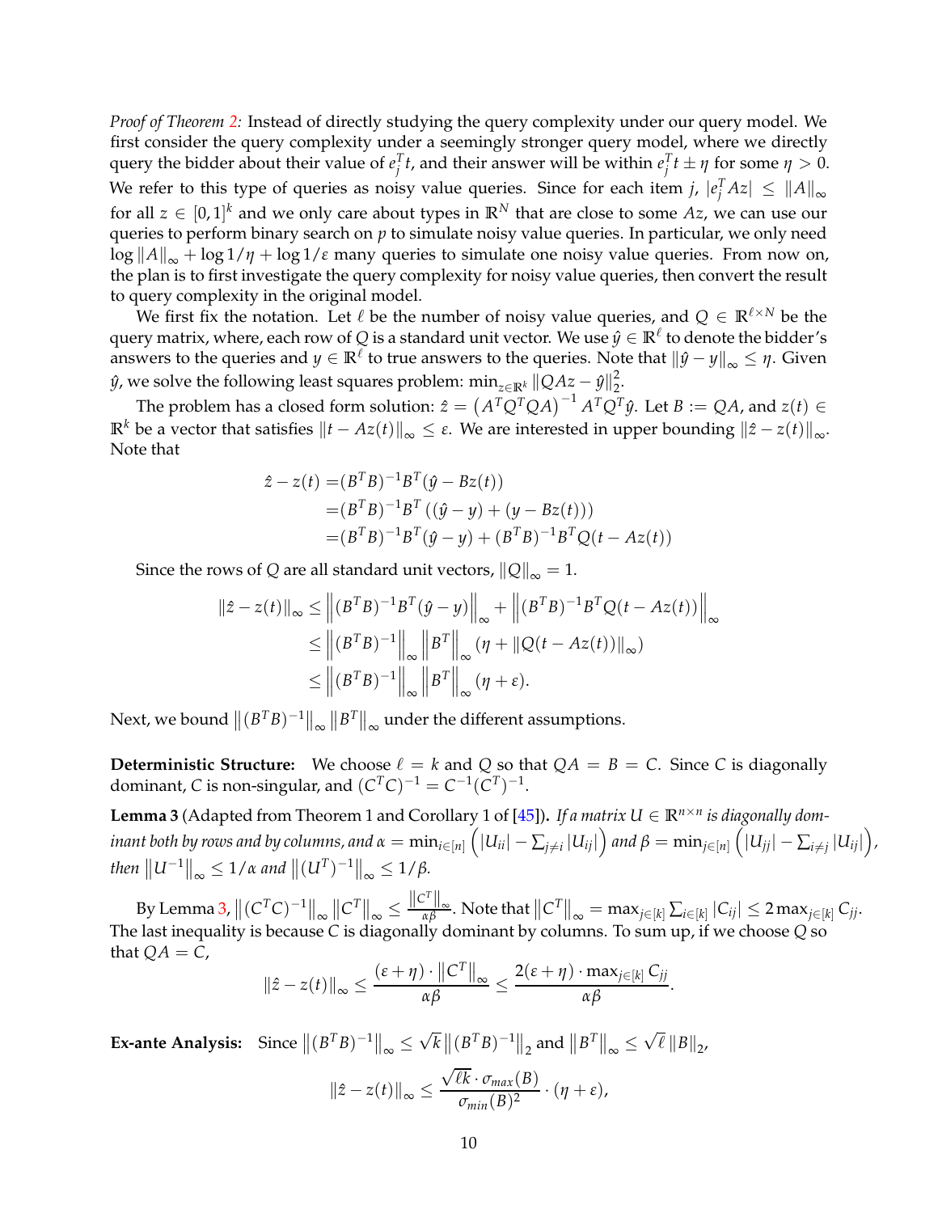*Proof of Theorem 2:* Instead of directly studying the query complexity under our query model. We first consider the query complexity under a seemingly stronger query model, where we directly query the bidder about their value of $e_j^T t$, and their answer will be within $e_j^T t \pm \eta$ for some $\eta > 0$. We refer to this type of queries as noisy value queries. Since for each item $j$, $|e_j^T Az| \leq \|A\|_\infty$ for all $z \in [0,1]^k$ and we only care about types in $\mathbb{R}^N$ that are close to some $Az$, we can use our queries to perform binary search on $p$ to simulate noisy value queries. In particular, we only need $\log \|A\|_\infty + \log 1/\eta + \log 1/\varepsilon$ many queries to simulate one noisy value queries. From now on, the plan is to first investigate the query complexity for noisy value queries, then convert the result to query complexity in the original model.

We first fix the notation. Let $\ell$ be the number of noisy value queries, and $Q \in \mathbb{R}^{\ell \times N}$ be the query matrix, where, each row of $Q$ is a standard unit vector. We use $\hat{y} \in \mathbb{R}^\ell$ to denote the bidder's answers to the queries and $y \in \mathbb{R}^\ell$ to true answers to the queries. Note that $\|\hat{y} - y\|_\infty \leq \eta$. Given $\hat{y}$, we solve the following least squares problem: $\min_{z \in \mathbb{R}^k} \|QAz - \hat{y}\|_2^2$.

The problem has a closed form solution: $\hat{z} = \left(A^T Q^T Q A\right)^{-1} A^T Q^T \hat{y}$. Let $B := QA$, and $z(t) \in \mathbb{R}^k$ be a vector that satisfies $\|t - Az(t)\|_\infty \leq \varepsilon$. We are interested in upper bounding $\|\hat{z} - z(t)\|_\infty$. Note that

$$
\begin{aligned}
\hat{z} - z(t) =& (B^T B)^{-1} B^T (\hat{y} - Bz(t)) \\
=& (B^T B)^{-1} B^T \left((\hat{y} - y) + (y - Bz(t))\right) \\
=& (B^T B)^{-1} B^T (\hat{y} - y) + (B^T B)^{-1} B^T Q(t - Az(t))
\end{aligned}
$$

Since the rows of $Q$ are all standard unit vectors, $\|Q\|_\infty = 1$.

$$
\begin{aligned}
\|\hat{z} - z(t)\|_\infty \leq& \left\|(B^T B)^{-1} B^T (\hat{y} - y)\right\|_\infty + \left\|(B^T B)^{-1} B^T Q(t - Az(t))\right\|_\infty \\
\leq& \left\|(B^T B)^{-1}\right\|_\infty \left\|B^T\right\|_\infty (\eta + \|Q(t - Az(t))\|_\infty) \\
\leq& \left\|(B^T B)^{-1}\right\|_\infty \left\|B^T\right\|_\infty (\eta + \varepsilon).
\end{aligned}
$$

Next, we bound $\left\|(B^T B)^{-1}\right\|_\infty \left\|B^T\right\|_\infty$ under the different assumptions.

**Deterministic Structure:** We choose $\ell = k$ and $Q$ so that $QA = B = C$. Since $C$ is diagonally dominant, $C$ is non-singular, and $(C^T C)^{-1} = C^{-1}(C^T)^{-1}$.

**Lemma 3** (Adapted from Theorem 1 and Corollary 1 of [45])**.** *If a matrix $U \in \mathbb{R}^{n \times n}$ is diagonally dominant both by rows and by columns, and $\alpha = \min_{i \in [n]} \left(|U_{ii}| - \sum_{j \neq i} |U_{ij}|\right)$ and $\beta = \min_{j \in [n]} \left(|U_{jj}| - \sum_{i \neq j} |U_{ij}|\right)$, then $\left\|U^{-1}\right\|_\infty \leq 1/\alpha$ and $\left\|(U^T)^{-1}\right\|_\infty \leq 1/\beta$.*

By Lemma 3, $\left\|(C^T C)^{-1}\right\|_\infty \left\|C^T\right\|_\infty \leq \frac{\left\|C^T\right\|_\infty}{\alpha\beta}$. Note that $\left\|C^T\right\|_\infty = \max_{j \in [k]} \sum_{i \in [k]} |C_{ij}| \leq 2 \max_{j \in [k]} C_{jj}$. The last inequality is because $C$ is diagonally dominant by columns. To sum up, if we choose $Q$ so that $QA = C$,

$$
\|\hat{z} - z(t)\|_\infty \leq \frac{(\varepsilon + \eta) \cdot \left\|C^T\right\|_\infty}{\alpha\beta} \leq \frac{2(\varepsilon + \eta) \cdot \max_{j \in [k]} C_{jj}}{\alpha\beta}.
$$

**Ex-ante Analysis:** Since $\left\|(B^T B)^{-1}\right\|_\infty \leq \sqrt{k} \left\|(B^T B)^{-1}\right\|_2$ and $\left\|B^T\right\|_\infty \leq \sqrt{\ell} \left\|B\right\|_2$,

$$
\|\hat{z} - z(t)\|_\infty \leq \frac{\sqrt{\ell k} \cdot \sigma_{max}(B)}{\sigma_{min}(B)^2} \cdot (\eta + \varepsilon),
$$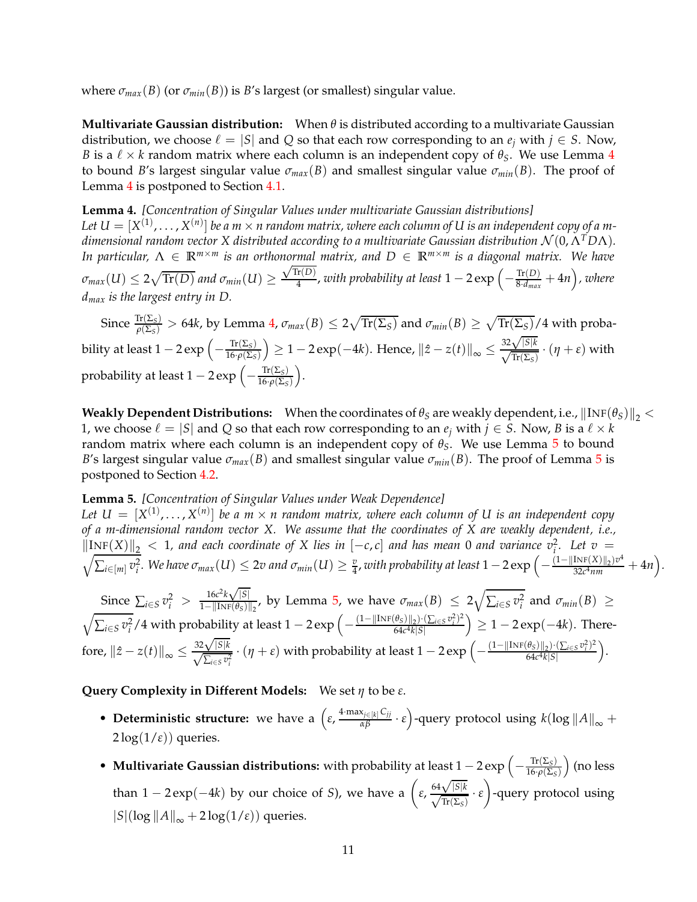where $\sigma_{max}(B)$ (or $\sigma_{min}(B)$) is $B$'s largest (or smallest) singular value.

**Multivariate Gaussian distribution:** When $\theta$ is distributed according to a multivariate Gaussian distribution, we choose $\ell = |S|$ and $Q$ so that each row corresponding to an $e_j$ with $j \in S$. Now, $B$ is a $\ell \times k$ random matrix where each column is an independent copy of $\theta_S$. We use Lemma 4 to bound $B$'s largest singular value $\sigma_{max}(B)$ and smallest singular value $\sigma_{min}(B)$. The proof of Lemma 4 is postponed to Section 4.1.

**Lemma 4.** *[Concentration of Singular Values under multivariate Gaussian distributions] Let $U = [X^{(1)}, \ldots, X^{(n)}]$ be a $m \times n$ random matrix, where each column of $U$ is an independent copy of a $m$-dimensional random vector $X$ distributed according to a multivariate Gaussian distribution $\mathcal{N}(0, \Lambda^T D \Lambda)$. In particular, $\Lambda \in \mathbb{R}^{m \times m}$ is an orthonormal matrix, and $D \in \mathbb{R}^{m \times m}$ is a diagonal matrix. We have $\sigma_{max}(U) \leq 2\sqrt{\mathrm{Tr}(D)}$ and $\sigma_{min}(U) \geq \frac{\sqrt{\mathrm{Tr}(D)}}{4}$, with probability at least $1 - 2\exp\left(-\frac{\mathrm{Tr}(D)}{8 \cdot d_{max}} + 4n\right)$, where $d_{max}$ is the largest entry in $D$.*

Since $\frac{\mathrm{Tr}(\Sigma_S)}{\rho(\Sigma_S)} > 64k$, by Lemma 4, $\sigma_{max}(B) \leq 2\sqrt{\mathrm{Tr}(\Sigma_S)}$ and $\sigma_{min}(B) \geq \sqrt{\mathrm{Tr}(\Sigma_S)}/4$ with probability at least $1 - 2\exp\left(-\frac{\mathrm{Tr}(\Sigma_S)}{16 \cdot \rho(\Sigma_S)}\right) \geq 1 - 2\exp(-4k)$. Hence, $\|\hat{z} - z(t)\|_\infty \leq \frac{32\sqrt{|S|k}}{\sqrt{\mathrm{Tr}(\Sigma_S)}} \cdot (\eta + \varepsilon)$ with probability at least $1 - 2\exp\left(-\frac{\mathrm{Tr}(\Sigma_S)}{16 \cdot \rho(\Sigma_S)}\right)$.

**Weakly Dependent Distributions:** When the coordinates of $\theta_S$ are weakly dependent, i.e., $\|\textsc{Inf}(\theta_S)\|_2 < 1$, we choose $\ell = |S|$ and $Q$ so that each row corresponding to an $e_j$ with $j \in S$. Now, $B$ is a $\ell \times k$ random matrix where each column is an independent copy of $\theta_S$. We use Lemma 5 to bound $B$'s largest singular value $\sigma_{max}(B)$ and smallest singular value $\sigma_{min}(B)$. The proof of Lemma 5 is postponed to Section 4.2.

**Lemma 5.** *[Concentration of Singular Values under Weak Dependence] Let $U = [X^{(1)}, \ldots, X^{(n)}]$ be a $m \times n$ random matrix, where each column of $U$ is an independent copy of a $m$-dimensional random vector $X$. We assume that the coordinates of $X$ are weakly dependent, i.e., $\|\textsc{Inf}(X)\|_2 < 1$, and each coordinate of $X$ lies in $[-c, c]$ and has mean 0 and variance $v_i^2$. Let $v = \sqrt{\sum_{i \in [m]} v_i^2}$. We have $\sigma_{max}(U) \leq 2v$ and $\sigma_{min}(U) \geq \frac{v}{4}$, with probability at least $1 - 2\exp\left(-\frac{(1 - \|\textsc{Inf}(X)\|_2) v^4}{32c^4 nm} + 4n\right)$.*

Since $\sum_{i \in S} v_i^2 > \frac{16c^2 k\sqrt{|S|}}{1 - \|\textsc{Inf}(\theta_S)\|_2}$, by Lemma 5, we have $\sigma_{max}(B) \leq 2\sqrt{\sum_{i \in S} v_i^2}$ and $\sigma_{min}(B) \geq \sqrt{\sum_{i \in S} v_i^2}/4$ with probability at least $1 - 2\exp\left(-\frac{(1 - \|\textsc{Inf}(\theta_S)\|_2) \cdot (\sum_{i \in S} v_i^2)^2}{64c^4 k|S|}\right) \geq 1 - 2\exp(-4k)$. Therefore, $\|\hat{z} - z(t)\|_\infty \leq \frac{32\sqrt{|S|k}}{\sqrt{\sum_{i \in S} v_i^2}} \cdot (\eta + \varepsilon)$ with probability at least $1 - 2\exp\left(-\frac{(1 - \|\textsc{Inf}(\theta_S)\|_2) \cdot (\sum_{i \in S} v_i^2)^2}{64c^4 k|S|}\right)$.

**Query Complexity in Different Models:** We set $\eta$ to be $\varepsilon$.

- **Deterministic structure:** we have a $\left(\varepsilon, \frac{4 \cdot \max_{j \in [k]} C_{jj}}{\alpha\beta} \cdot \varepsilon\right)$-query protocol using $k(\log \|A\|_\infty + 2\log(1/\varepsilon))$ queries.
- **Multivariate Gaussian distributions:** with probability at least $1 - 2\exp\left(-\frac{\mathrm{Tr}(\Sigma_S)}{16 \cdot \rho(\Sigma_S)}\right)$ (no less than $1 - 2\exp(-4k)$ by our choice of $S$), we have a $\left(\varepsilon, \frac{64\sqrt{|S|k}}{\sqrt{\mathrm{Tr}(\Sigma_S)}} \cdot \varepsilon\right)$-query protocol using $|S|(\log \|A\|_\infty + 2\log(1/\varepsilon))$ queries.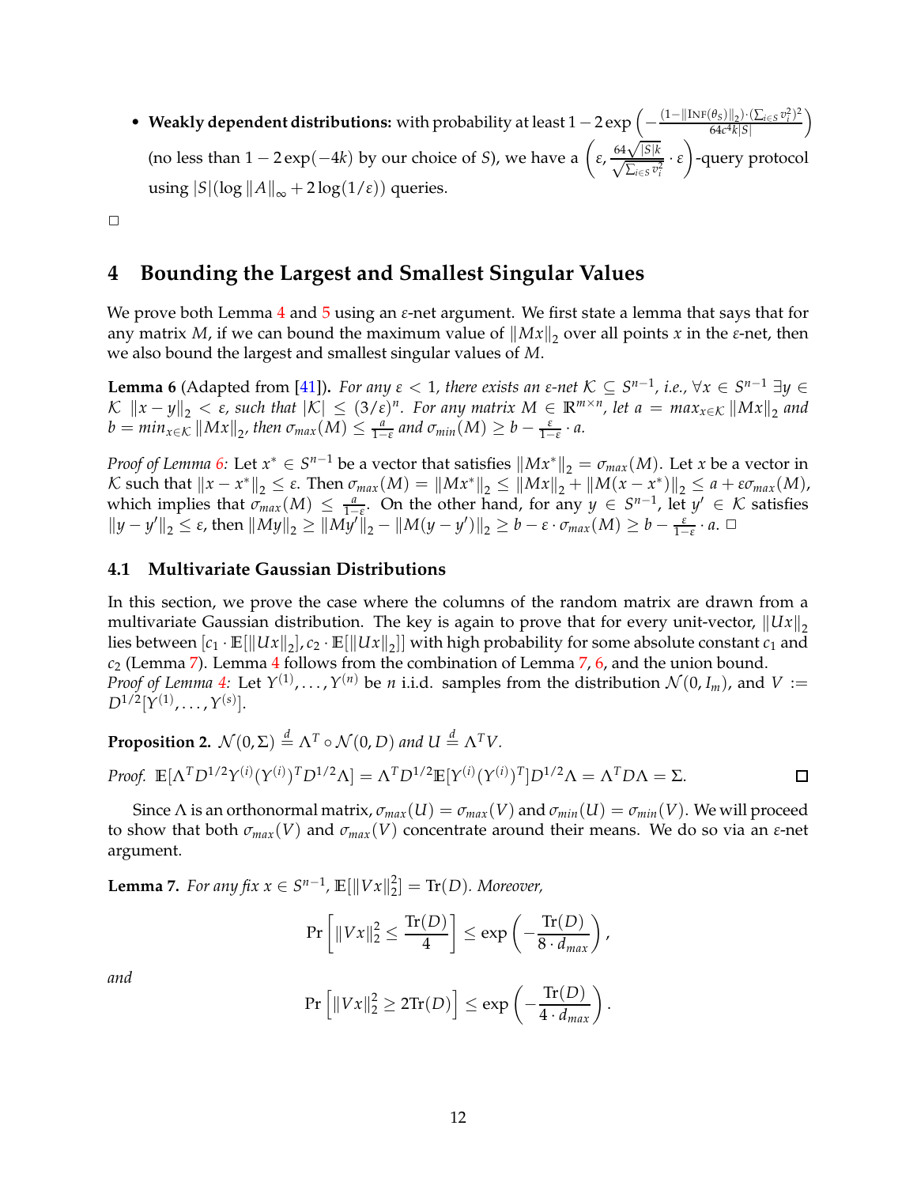- **Weakly dependent distributions:** with probability at least $1 - 2\exp\left(-\frac{(1-\|\text{INF}(\theta_S)\|_2)\cdot(\sum_{i\in S} v_i^2)^2}{64c^4k|S|}\right)$ (no less than $1 - 2\exp(-4k)$ by our choice of $S$), we have a $\left(\varepsilon, \frac{64\sqrt{|S|k}}{\sqrt{\sum_{i\in S} v_i^2}}\cdot\varepsilon\right)$-query protocol using $|S|(\log\|A\|_\infty + 2\log(1/\varepsilon))$ queries.

□

# 4 Bounding the Largest and Smallest Singular Values

We prove both Lemma 4 and 5 using an $\varepsilon$-net argument. We first state a lemma that says that for any matrix $M$, if we can bound the maximum value of $\|Mx\|_2$ over all points $x$ in the $\varepsilon$-net, then we also bound the largest and smallest singular values of $M$.

**Lemma 6** (Adapted from [41]). *For any $\varepsilon < 1$, there exists an $\varepsilon$-net $\mathcal{K} \subseteq S^{n-1}$, i.e., $\forall x \in S^{n-1}\ \exists y \in \mathcal{K}\ \|x - y\|_2 < \varepsilon$, such that $|\mathcal{K}| \leq (3/\varepsilon)^n$. For any matrix $M \in \mathbb{R}^{m\times n}$, let $a = max_{x\in\mathcal{K}}\|Mx\|_2$ and $b = min_{x\in\mathcal{K}}\|Mx\|_2$, then $\sigma_{max}(M) \leq \frac{a}{1-\varepsilon}$ and $\sigma_{min}(M) \geq b - \frac{\varepsilon}{1-\varepsilon}\cdot a$.*

*Proof of Lemma 6:* Let $x^* \in S^{n-1}$ be a vector that satisfies $\|Mx^*\|_2 = \sigma_{max}(M)$. Let $x$ be a vector in $\mathcal{K}$ such that $\|x - x^*\|_2 \leq \varepsilon$. Then $\sigma_{max}(M) = \|Mx^*\|_2 \leq \|Mx\|_2 + \|M(x - x^*)\|_2 \leq a + \varepsilon\sigma_{max}(M)$, which implies that $\sigma_{max}(M) \leq \frac{a}{1-\varepsilon}$. On the other hand, for any $y \in S^{n-1}$, let $y' \in \mathcal{K}$ satisfies $\|y - y'\|_2 \leq \varepsilon$, then $\|My\|_2 \geq \|My'\|_2 - \|M(y - y')\|_2 \geq b - \varepsilon\cdot\sigma_{max}(M) \geq b - \frac{\varepsilon}{1-\varepsilon}\cdot a$. □

## 4.1 Multivariate Gaussian Distributions

In this section, we prove the case where the columns of the random matrix are drawn from a multivariate Gaussian distribution. The key is again to prove that for every unit-vector, $\|Ux\|_2$ lies between $[c_1\cdot\mathbb{E}[\|Ux\|_2], c_2\cdot\mathbb{E}[\|Ux\|_2]]$ with high probability for some absolute constant $c_1$ and $c_2$ (Lemma 7). Lemma 4 follows from the combination of Lemma 7, 6, and the union bound.
*Proof of Lemma 4:* Let $Y^{(1)}, \ldots, Y^{(n)}$ be $n$ i.i.d. samples from the distribution $\mathcal{N}(0, I_m)$, and $V := D^{1/2}[Y^{(1)}, \ldots, Y^{(s)}]$.

**Proposition 2.** *$\mathcal{N}(0,\Sigma) \overset{d}{=} \Lambda^T \circ \mathcal{N}(0, D)$ and $U \overset{d}{=} \Lambda^T V$.*

*Proof.* $\mathbb{E}[\Lambda^T D^{1/2} Y^{(i)}(Y^{(i)})^T D^{1/2}\Lambda] = \Lambda^T D^{1/2}\mathbb{E}[Y^{(i)}(Y^{(i)})^T]D^{1/2}\Lambda = \Lambda^T D\Lambda = \Sigma$. □

Since $\Lambda$ is an orthonormal matrix, $\sigma_{max}(U) = \sigma_{max}(V)$ and $\sigma_{min}(U) = \sigma_{min}(V)$. We will proceed to show that both $\sigma_{max}(V)$ and $\sigma_{max}(V)$ concentrate around their means. We do so via an $\varepsilon$-net argument.

**Lemma 7.** *For any fix $x \in S^{n-1}$, $\mathbb{E}[\|Vx\|_2^2] = \text{Tr}(D)$. Moreover,*

$$\Pr\left[\|Vx\|_2^2 \leq \frac{\text{Tr}(D)}{4}\right] \leq \exp\left(-\frac{\text{Tr}(D)}{8\cdot d_{max}}\right),$$

*and*

$$\Pr\left[\|Vx\|_2^2 \geq 2\text{Tr}(D)\right] \leq \exp\left(-\frac{\text{Tr}(D)}{4\cdot d_{max}}\right).$$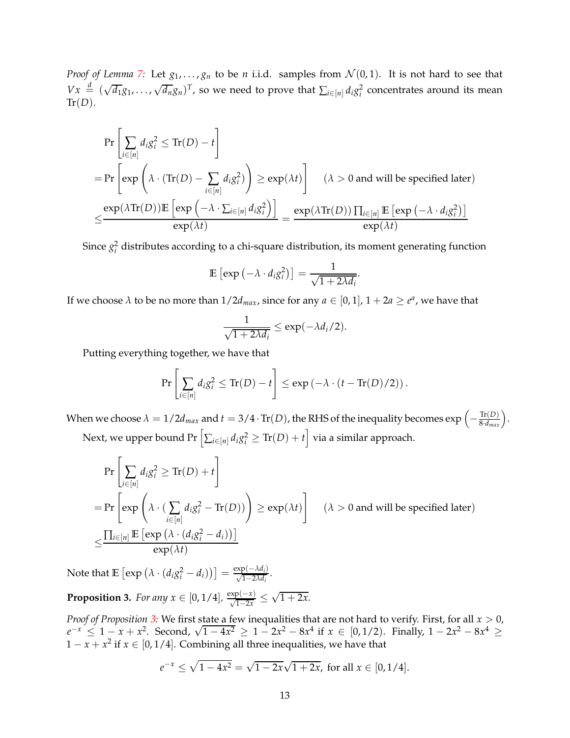*Proof of Lemma 7:* Let $g_1, \ldots, g_n$ to be $n$ i.i.d. samples from $\mathcal{N}(0,1)$. It is not hard to see that $Vx \stackrel{d}{=} (\sqrt{d_1}g_1, \ldots, \sqrt{d_n}g_n)^T$, so we need to prove that $\sum_{i\in[n]} d_i g_i^2$ concentrates around its mean $\text{Tr}(D)$.

$$
\begin{aligned}
&\Pr\left[\sum_{i\in[n]} d_i g_i^2 \leq \text{Tr}(D) - t\right] \\
=&\Pr\left[\exp\left(\lambda\cdot(\text{Tr}(D) - \sum_{i\in[n]} d_i g_i^2)\right) \geq \exp(\lambda t)\right] \quad (\lambda > 0 \text{ and will be specified later}) \\
\leq&\frac{\exp(\lambda \text{Tr}(D))\mathbb{E}\left[\exp\left(-\lambda\cdot\sum_{i\in[n]} d_i g_i^2\right)\right]}{\exp(\lambda t)} = \frac{\exp(\lambda\text{Tr}(D))\prod_{i\in[n]}\mathbb{E}\left[\exp\left(-\lambda\cdot d_i g_i^2\right)\right]}{\exp(\lambda t)}
\end{aligned}
$$

Since $g_i^2$ distributes according to a chi-square distribution, its moment generating function

$$
\mathbb{E}\left[\exp\left(-\lambda\cdot d_i g_i^2\right)\right] = \frac{1}{\sqrt{1+2\lambda d_i}}.
$$

If we choose $\lambda$ to be no more than $1/2d_{max}$, since for any $a\in[0,1]$, $1+2a\geq e^a$, we have that

$$
\frac{1}{\sqrt{1+2\lambda d_i}} \leq \exp(-\lambda d_i/2).
$$

Putting everything together, we have that

$$
\Pr\left[\sum_{i\in[n]} d_i g_i^2 \leq \text{Tr}(D) - t\right] \leq \exp\left(-\lambda\cdot(t - \text{Tr}(D)/2)\right).
$$

When we choose $\lambda = 1/2d_{max}$ and $t = 3/4\cdot\text{Tr}(D)$, the RHS of the inequality becomes $\exp\left(-\frac{\text{Tr}(D)}{8\cdot d_{max}}\right)$.

Next, we upper bound $\Pr\left[\sum_{i\in[n]} d_i g_i^2 \geq \text{Tr}(D) + t\right]$ via a similar approach.

$$
\begin{aligned}
&\Pr\left[\sum_{i\in[n]} d_i g_i^2 \geq \text{Tr}(D) + t\right] \\
=&\Pr\left[\exp\left(\lambda\cdot(\sum_{i\in[n]} d_i g_i^2 - \text{Tr}(D))\right) \geq \exp(\lambda t)\right] \quad (\lambda > 0 \text{ and will be specified later}) \\
\leq&\frac{\prod_{i\in[n]}\mathbb{E}\left[\exp\left(\lambda\cdot(d_i g_i^2 - d_i)\right)\right]}{\exp(\lambda t)}
\end{aligned}
$$

Note that $\mathbb{E}\left[\exp\left(\lambda\cdot(d_i g_i^2 - d_i)\right)\right] = \frac{\exp(-\lambda d_i)}{\sqrt{1-2\lambda d_i}}$.

**Proposition 3.** *For any $x\in[0,1/4]$, $\frac{\exp(-x)}{\sqrt{1-2x}} \leq \sqrt{1+2x}$.*

*Proof of Proposition 3:* We first state a few inequalities that are not hard to verify. First, for all $x>0$, $e^{-x}\leq 1-x+x^2$. Second, $\sqrt{1-4x^2}\geq 1-2x^2-8x^4$ if $x\in[0,1/2)$. Finally, $1-2x^2-8x^4\geq 1-x+x^2$ if $x\in[0,1/4]$. Combining all three inequalities, we have that

$$
e^{-x}\leq\sqrt{1-4x^2} = \sqrt{1-2x}\sqrt{1+2x}, \text{ for all } x\in[0,1/4].
$$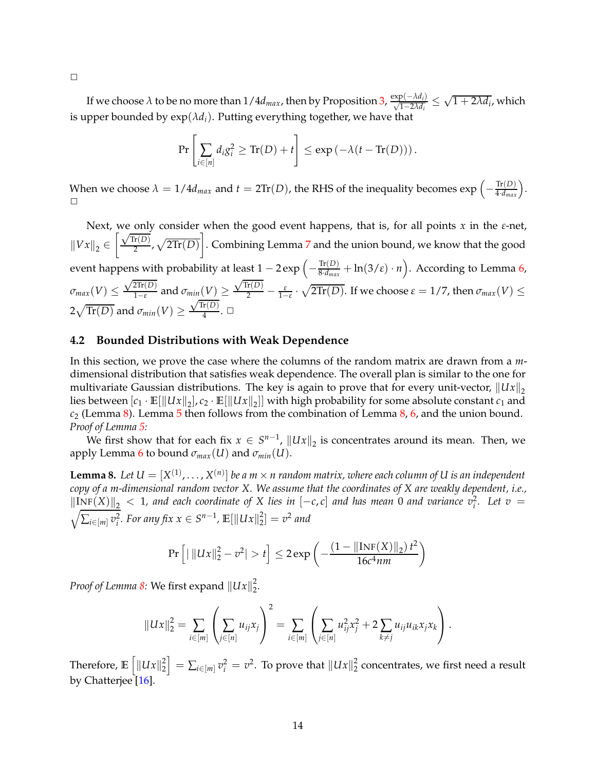□

If we choose $\lambda$ to be no more than $1/4d_{max}$, then by Proposition 3, $\frac{\exp(-\lambda d_i)}{\sqrt{1-2\lambda d_i}} \leq \sqrt{1+2\lambda d_i}$, which is upper bounded by $\exp(\lambda d_i)$. Putting everything together, we have that

$$\Pr\left[\sum_{i\in[n]} d_i g_i^2 \geq \text{Tr}(D) + t\right] \leq \exp\left(-\lambda(t - \text{Tr}(D))\right).$$

When we choose $\lambda = 1/4d_{max}$ and $t = 2\text{Tr}(D)$, the RHS of the inequality becomes $\exp\left(-\frac{\text{Tr}(D)}{4\cdot d_{max}}\right)$.
□

Next, we only consider when the good event happens, that is, for all points $x$ in the $\varepsilon$-net, $\|Vx\|_2 \in \left[\frac{\sqrt{\text{Tr}(D)}}{2}, \sqrt{2\text{Tr}(D)}\right]$. Combining Lemma 7 and the union bound, we know that the good event happens with probability at least $1 - 2\exp\left(-\frac{\text{Tr}(D)}{8\cdot d_{max}} + \ln(3/\varepsilon)\cdot n\right)$. According to Lemma 6, $\sigma_{max}(V) \leq \frac{\sqrt{2\text{Tr}(D)}}{1-\varepsilon}$ and $\sigma_{min}(V) \geq \frac{\sqrt{\text{Tr}(D)}}{2} - \frac{\varepsilon}{1-\varepsilon}\cdot\sqrt{2\text{Tr}(D)}$. If we choose $\varepsilon = 1/7$, then $\sigma_{max}(V) \leq 2\sqrt{\text{Tr}(D)}$ and $\sigma_{min}(V) \geq \frac{\sqrt{\text{Tr}(D)}}{4}$. □

### 4.2 Bounded Distributions with Weak Dependence

In this section, we prove the case where the columns of the random matrix are drawn from a $m$-dimensional distribution that satisfies weak dependence. The overall plan is similar to the one for multivariate Gaussian distributions. The key is again to prove that for every unit-vector, $\|Ux\|_2$ lies between $[c_1\cdot\mathbb{E}[\|Ux\|_2], c_2\cdot\mathbb{E}[\|Ux\|_2]]$ with high probability for some absolute constant $c_1$ and $c_2$ (Lemma 8). Lemma 5 then follows from the combination of Lemma 8, 6, and the union bound.
*Proof of Lemma 5:*

We first show that for each fix $x \in S^{n-1}$, $\|Ux\|_2$ is concentrates around its mean. Then, we apply Lemma 6 to bound $\sigma_{max}(U)$ and $\sigma_{min}(U)$.

**Lemma 8.** *Let $U = [X^{(1)},\ldots,X^{(n)}]$ be a $m\times n$ random matrix, where each column of $U$ is an independent copy of a $m$-dimensional random vector $X$. We assume that the coordinates of $X$ are weakly dependent, i.e., $\|\text{INF}(X)\|_2 < 1$, and each coordinate of $X$ lies in $[-c,c]$ and has mean 0 and variance $v_i^2$. Let $v = \sqrt{\sum_{i\in[m]} v_i^2}$. For any fix $x\in S^{n-1}$, $\mathbb{E}[\|Ux\|_2^2] = v^2$ and*

$$\Pr\left[\left|\,\|Ux\|_2^2 - v^2\right| > t\right] \leq 2\exp\left(-\frac{(1-\|\text{INF}(X)\|_2)\,t^2}{16c^4nm}\right)$$

*Proof of Lemma 8:* We first expand $\|Ux\|_2^2$.

$$\|Ux\|_2^2 = \sum_{i\in[m]}\left(\sum_{j\in[n]} u_{ij}x_j\right)^2 = \sum_{i\in[m]}\left(\sum_{j\in[n]} u_{ij}^2x_j^2 + 2\sum_{k\neq j} u_{ij}u_{ik}x_jx_k\right).$$

Therefore, $\mathbb{E}\left[\|Ux\|_2^2\right] = \sum_{i\in[m]} v_i^2 = v^2$. To prove that $\|Ux\|_2^2$ concentrates, we first need a result by Chatterjee [16].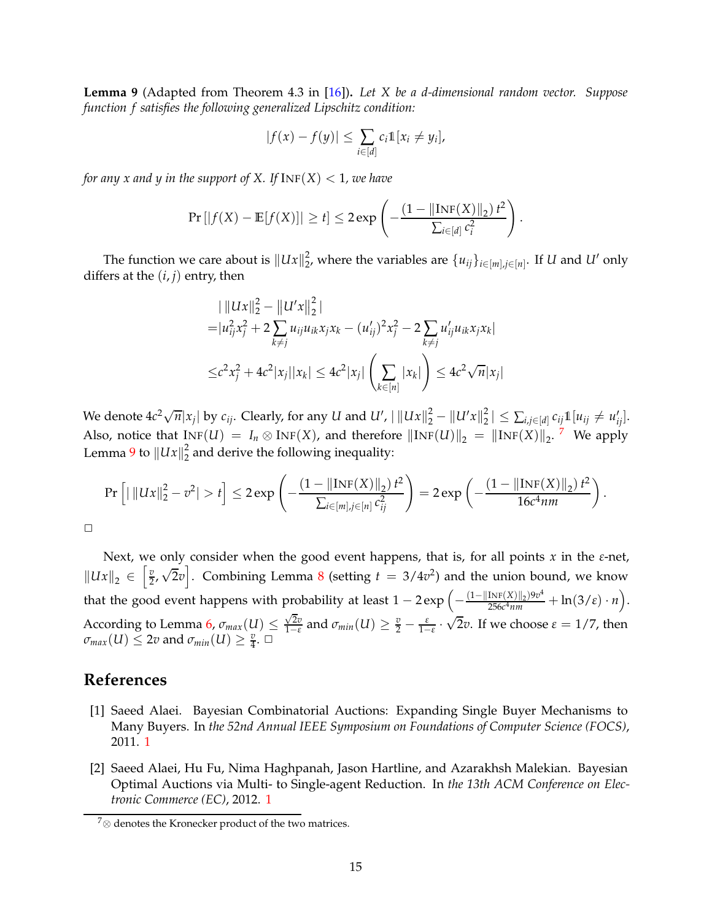**Lemma 9** (Adapted from Theorem 4.3 in [16]). *Let $X$ be a $d$-dimensional random vector. Suppose function $f$ satisfies the following generalized Lipschitz condition:*

$$|f(x) - f(y)| \le \sum_{i \in [d]} c_i \mathbb{1}[x_i \ne y_i],$$

*for any $x$ and $y$ in the support of $X$. If $\text{INF}(X) < 1$, we have*

$$\Pr\left[|f(X) - \mathbb{E}[f(X)]| \ge t\right] \le 2\exp\left(-\frac{(1 - \|\text{INF}(X)\|_2)\, t^2}{\sum_{i\in[d]} c_i^2}\right).$$

The function we care about is $\|Ux\|_2^2$, where the variables are $\{u_{ij}\}_{i\in[m], j\in[n]}$. If $U$ and $U'$ only differs at the $(i, j)$ entry, then

$$\begin{aligned}
&|\,\|Ux\|_2^2 - \|U'x\|_2^2\,| \\
=&|u_{ij}^2 x_j^2 + 2\sum_{k\ne j} u_{ij}u_{ik}x_j x_k - (u'_{ij})^2 x_j^2 - 2\sum_{k \ne j} u'_{ij} u_{ik} x_j x_k| \\
\le & c^2 x_j^2 + 4c^2 |x_j||x_k| \le 4c^2|x_j|\left(\sum_{k\in[n]} |x_k|\right) \le 4c^2\sqrt{n}|x_j|
\end{aligned}$$

We denote $4c^2\sqrt{n}|x_j|$ by $c_{ij}$. Clearly, for any $U$ and $U'$, $|\,\|Ux\|_2^2 - \|U'x\|_2^2\,| \le \sum_{i,j\in[d]} c_{ij}\mathbb{1}[u_{ij} \ne u'_{ij}]$. Also, notice that $\text{INF}(U) = I_n \otimes \text{INF}(X)$, and therefore $\|\text{INF}(U)\|_2 = \|\text{INF}(X)\|_2$. [7] We apply Lemma 9 to $\|Ux\|_2^2$ and derive the following inequality:

$$\Pr\left[|\,\|Ux\|_2^2 - v^2| > t\right] \le 2\exp\left(-\frac{(1-\|\text{INF}(X)\|_2)\, t^2}{\sum_{i\in[m], j\in[n]} c_{ij}^2}\right) = 2\exp\left(-\frac{(1 - \|\text{INF}(X)\|_2)\, t^2}{16c^4 nm}\right).$$

□

Next, we only consider when the good event happens, that is, for all points $x$ in the $\varepsilon$-net, $\|Ux\|_2 \in \left[\frac{v}{2}, \sqrt{2}v\right]$. Combining Lemma 8 (setting $t = 3/4v^2$) and the union bound, we know that the good event happens with probability at least $1 - 2\exp\left(-\frac{(1-\|\text{INF}(X)\|_2)9v^4}{256c^4 nm} + \ln(3/\varepsilon)\cdot n\right)$. According to Lemma 6, $\sigma_{max}(U) \le \frac{\sqrt{2}v}{1-\varepsilon}$ and $\sigma_{min}(U) \ge \frac{v}{2} - \frac{\varepsilon}{1-\varepsilon}\cdot\sqrt{2}v$. If we choose $\varepsilon = 1/7$, then $\sigma_{max}(U) \le 2v$ and $\sigma_{min}(U) \ge \frac{v}{4}$. □

## References

[1] Saeed Alaei. Bayesian Combinatorial Auctions: Expanding Single Buyer Mechanisms to Many Buyers. In *the 52nd Annual IEEE Symposium on Foundations of Computer Science (FOCS)*, 2011. 1

[2] Saeed Alaei, Hu Fu, Nima Haghpanah, Jason Hartline, and Azarakhsh Malekian. Bayesian Optimal Auctions via Multi- to Single-agent Reduction. In *the 13th ACM Conference on Electronic Commerce (EC)*, 2012. 1

[7] $\otimes$ denotes the Kronecker product of the two matrices.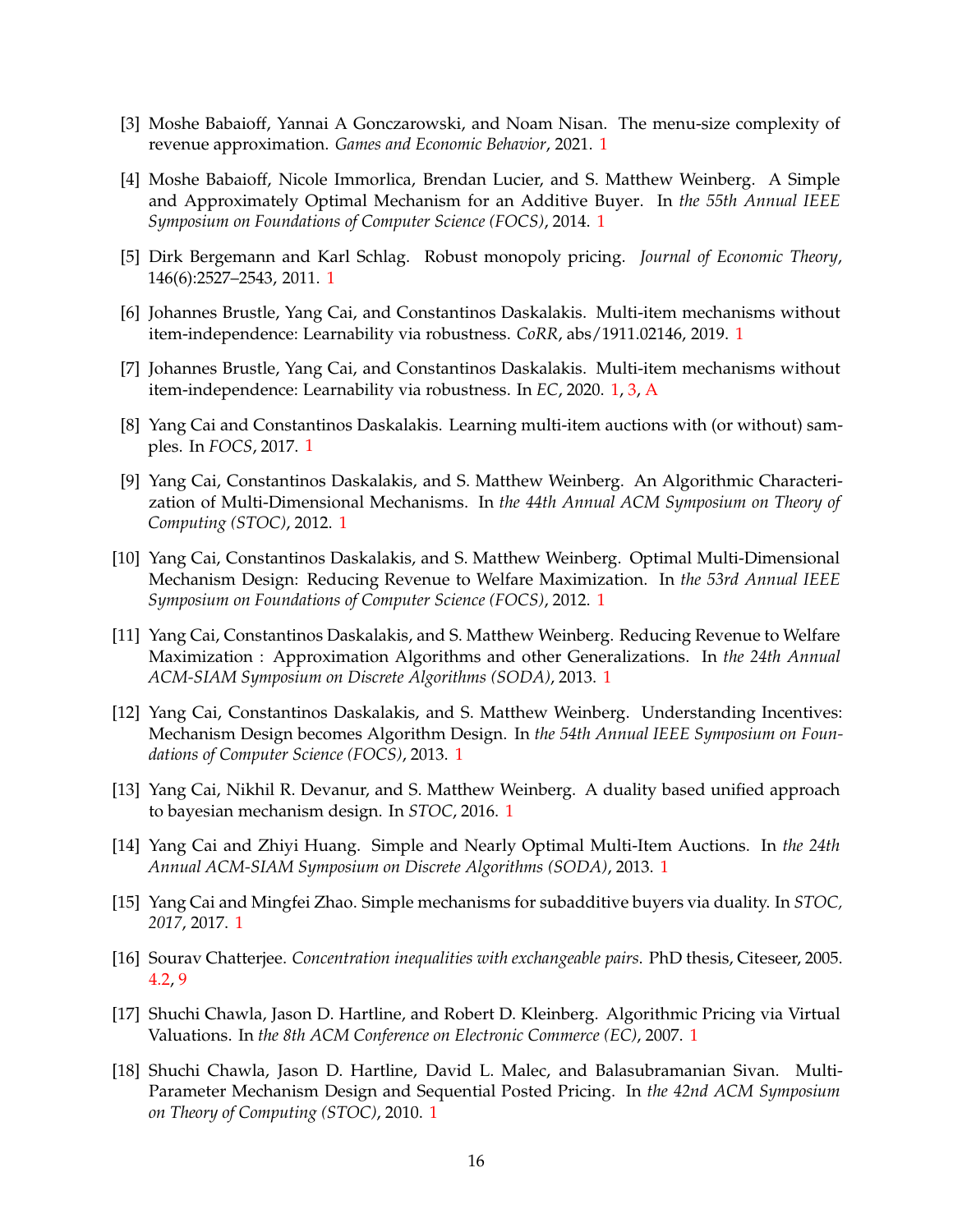[3] Moshe Babaioff, Yannai A Gonczarowski, and Noam Nisan. The menu-size complexity of revenue approximation. *Games and Economic Behavior*, 2021. 1

[4] Moshe Babaioff, Nicole Immorlica, Brendan Lucier, and S. Matthew Weinberg. A Simple and Approximately Optimal Mechanism for an Additive Buyer. In *the 55th Annual IEEE Symposium on Foundations of Computer Science (FOCS)*, 2014. 1

[5] Dirk Bergemann and Karl Schlag. Robust monopoly pricing. *Journal of Economic Theory*, 146(6):2527–2543, 2011. 1

[6] Johannes Brustle, Yang Cai, and Constantinos Daskalakis. Multi-item mechanisms without item-independence: Learnability via robustness. *CoRR*, abs/1911.02146, 2019. 1

[7] Johannes Brustle, Yang Cai, and Constantinos Daskalakis. Multi-item mechanisms without item-independence: Learnability via robustness. In *EC*, 2020. 1, 3, A

[8] Yang Cai and Constantinos Daskalakis. Learning multi-item auctions with (or without) samples. In *FOCS*, 2017. 1

[9] Yang Cai, Constantinos Daskalakis, and S. Matthew Weinberg. An Algorithmic Characterization of Multi-Dimensional Mechanisms. In *the 44th Annual ACM Symposium on Theory of Computing (STOC)*, 2012. 1

[10] Yang Cai, Constantinos Daskalakis, and S. Matthew Weinberg. Optimal Multi-Dimensional Mechanism Design: Reducing Revenue to Welfare Maximization. In *the 53rd Annual IEEE Symposium on Foundations of Computer Science (FOCS)*, 2012. 1

[11] Yang Cai, Constantinos Daskalakis, and S. Matthew Weinberg. Reducing Revenue to Welfare Maximization : Approximation Algorithms and other Generalizations. In *the 24th Annual ACM-SIAM Symposium on Discrete Algorithms (SODA)*, 2013. 1

[12] Yang Cai, Constantinos Daskalakis, and S. Matthew Weinberg. Understanding Incentives: Mechanism Design becomes Algorithm Design. In *the 54th Annual IEEE Symposium on Foundations of Computer Science (FOCS)*, 2013. 1

[13] Yang Cai, Nikhil R. Devanur, and S. Matthew Weinberg. A duality based unified approach to bayesian mechanism design. In *STOC*, 2016. 1

[14] Yang Cai and Zhiyi Huang. Simple and Nearly Optimal Multi-Item Auctions. In *the 24th Annual ACM-SIAM Symposium on Discrete Algorithms (SODA)*, 2013. 1

[15] Yang Cai and Mingfei Zhao. Simple mechanisms for subadditive buyers via duality. In *STOC, 2017*, 2017. 1

[16] Sourav Chatterjee. *Concentration inequalities with exchangeable pairs.* PhD thesis, Citeseer, 2005. 4.2, 9

[17] Shuchi Chawla, Jason D. Hartline, and Robert D. Kleinberg. Algorithmic Pricing via Virtual Valuations. In *the 8th ACM Conference on Electronic Commerce (EC)*, 2007. 1

[18] Shuchi Chawla, Jason D. Hartline, David L. Malec, and Balasubramanian Sivan. Multi-Parameter Mechanism Design and Sequential Posted Pricing. In *the 42nd ACM Symposium on Theory of Computing (STOC)*, 2010. 1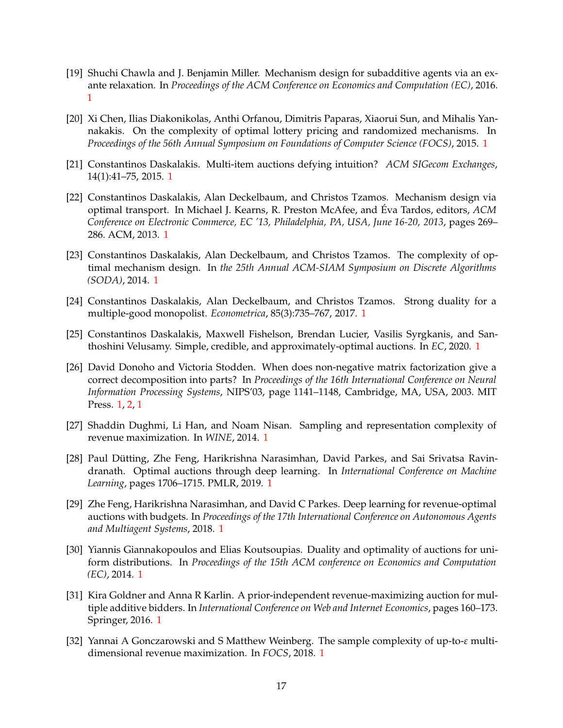[19] Shuchi Chawla and J. Benjamin Miller. Mechanism design for subadditive agents via an ex-ante relaxation. In *Proceedings of the ACM Conference on Economics and Computation (EC)*, 2016. 1

[20] Xi Chen, Ilias Diakonikolas, Anthi Orfanou, Dimitris Paparas, Xiaorui Sun, and Mihalis Yannakakis. On the complexity of optimal lottery pricing and randomized mechanisms. In *Proceedings of the 56th Annual Symposium on Foundations of Computer Science (FOCS)*, 2015. 1

[21] Constantinos Daskalakis. Multi-item auctions defying intuition? *ACM SIGecom Exchanges*, 14(1):41–75, 2015. 1

[22] Constantinos Daskalakis, Alan Deckelbaum, and Christos Tzamos. Mechanism design via optimal transport. In Michael J. Kearns, R. Preston McAfee, and Éva Tardos, editors, *ACM Conference on Electronic Commerce, EC '13, Philadelphia, PA, USA, June 16-20, 2013*, pages 269–286. ACM, 2013. 1

[23] Constantinos Daskalakis, Alan Deckelbaum, and Christos Tzamos. The complexity of optimal mechanism design. In *the 25th Annual ACM-SIAM Symposium on Discrete Algorithms (SODA)*, 2014. 1

[24] Constantinos Daskalakis, Alan Deckelbaum, and Christos Tzamos. Strong duality for a multiple-good monopolist. *Econometrica*, 85(3):735–767, 2017. 1

[25] Constantinos Daskalakis, Maxwell Fishelson, Brendan Lucier, Vasilis Syrgkanis, and Santhoshini Velusamy. Simple, credible, and approximately-optimal auctions. In *EC*, 2020. 1

[26] David Donoho and Victoria Stodden. When does non-negative matrix factorization give a correct decomposition into parts? In *Proceedings of the 16th International Conference on Neural Information Processing Systems*, NIPS'03, page 1141–1148, Cambridge, MA, USA, 2003. MIT Press. 1, 2, 1

[27] Shaddin Dughmi, Li Han, and Noam Nisan. Sampling and representation complexity of revenue maximization. In *WINE*, 2014. 1

[28] Paul Dütting, Zhe Feng, Harikrishna Narasimhan, David Parkes, and Sai Srivatsa Ravindranath. Optimal auctions through deep learning. In *International Conference on Machine Learning*, pages 1706–1715. PMLR, 2019. 1

[29] Zhe Feng, Harikrishna Narasimhan, and David C Parkes. Deep learning for revenue-optimal auctions with budgets. In *Proceedings of the 17th International Conference on Autonomous Agents and Multiagent Systems*, 2018. 1

[30] Yiannis Giannakopoulos and Elias Koutsoupias. Duality and optimality of auctions for uniform distributions. In *Proceedings of the 15th ACM conference on Economics and Computation (EC)*, 2014. 1

[31] Kira Goldner and Anna R Karlin. A prior-independent revenue-maximizing auction for multiple additive bidders. In *International Conference on Web and Internet Economics*, pages 160–173. Springer, 2016. 1

[32] Yannai A Gonczarowski and S Matthew Weinberg. The sample complexity of up-to-$\varepsilon$ multi-dimensional revenue maximization. In *FOCS*, 2018. 1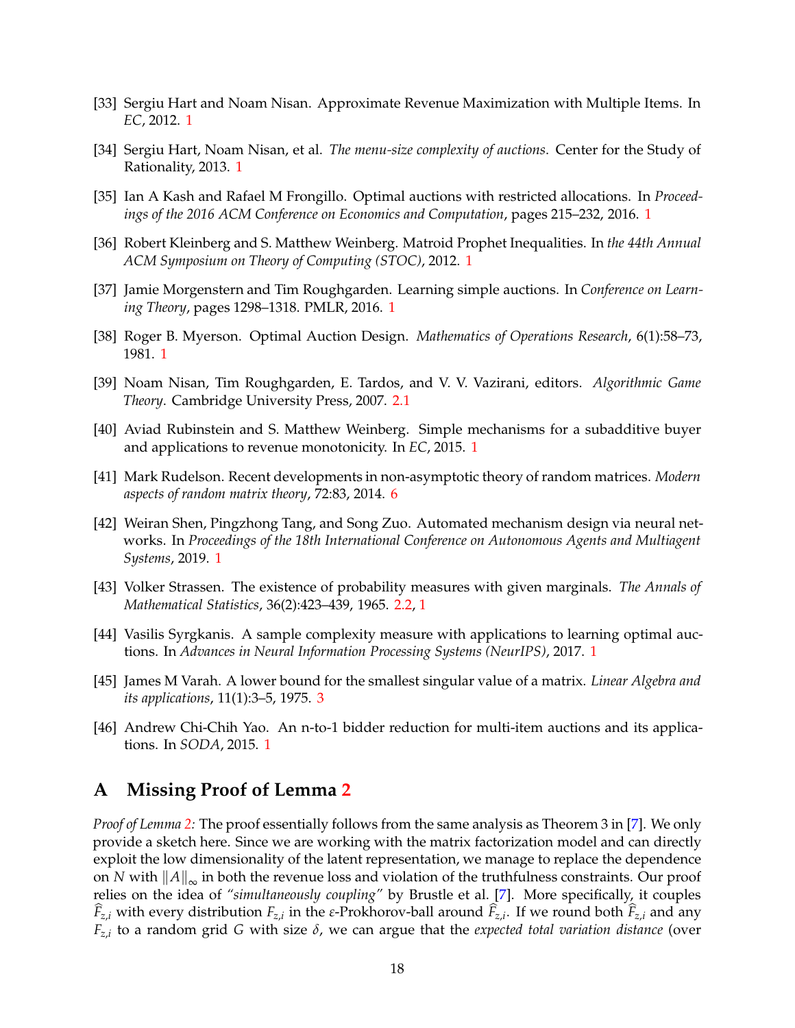[33] Sergiu Hart and Noam Nisan. Approximate Revenue Maximization with Multiple Items. In *EC*, 2012. 1

[34] Sergiu Hart, Noam Nisan, et al. *The menu-size complexity of auctions*. Center for the Study of Rationality, 2013. 1

[35] Ian A Kash and Rafael M Frongillo. Optimal auctions with restricted allocations. In *Proceedings of the 2016 ACM Conference on Economics and Computation*, pages 215–232, 2016. 1

[36] Robert Kleinberg and S. Matthew Weinberg. Matroid Prophet Inequalities. In *the 44th Annual ACM Symposium on Theory of Computing (STOC)*, 2012. 1

[37] Jamie Morgenstern and Tim Roughgarden. Learning simple auctions. In *Conference on Learning Theory*, pages 1298–1318. PMLR, 2016. 1

[38] Roger B. Myerson. Optimal Auction Design. *Mathematics of Operations Research*, 6(1):58–73, 1981. 1

[39] Noam Nisan, Tim Roughgarden, E. Tardos, and V. V. Vazirani, editors. *Algorithmic Game Theory*. Cambridge University Press, 2007. 2.1

[40] Aviad Rubinstein and S. Matthew Weinberg. Simple mechanisms for a subadditive buyer and applications to revenue monotonicity. In *EC*, 2015. 1

[41] Mark Rudelson. Recent developments in non-asymptotic theory of random matrices. *Modern aspects of random matrix theory*, 72:83, 2014. 6

[42] Weiran Shen, Pingzhong Tang, and Song Zuo. Automated mechanism design via neural networks. In *Proceedings of the 18th International Conference on Autonomous Agents and Multiagent Systems*, 2019. 1

[43] Volker Strassen. The existence of probability measures with given marginals. *The Annals of Mathematical Statistics*, 36(2):423–439, 1965. 2.2, 1

[44] Vasilis Syrgkanis. A sample complexity measure with applications to learning optimal auctions. In *Advances in Neural Information Processing Systems (NeurIPS)*, 2017. 1

[45] James M Varah. A lower bound for the smallest singular value of a matrix. *Linear Algebra and its applications*, 11(1):3–5, 1975. 3

[46] Andrew Chi-Chih Yao. An n-to-1 bidder reduction for multi-item auctions and its applications. In *SODA*, 2015. 1

# A Missing Proof of Lemma 2

*Proof of Lemma 2:* The proof essentially follows from the same analysis as Theorem 3 in [7]. We only provide a sketch here. Since we are working with the matrix factorization model and can directly exploit the low dimensionality of the latent representation, we manage to replace the dependence on $N$ with $\|A\|_\infty$ in both the revenue loss and violation of the truthfulness constraints. Our proof relies on the idea of *"simultaneously coupling"* by Brustle et al. [7]. More specifically, it couples $\widehat{F}_{z,i}$ with every distribution $F_{z,i}$ in the $\varepsilon$-Prokhorov-ball around $\widehat{F}_{z,i}$. If we round both $\widehat{F}_{z,i}$ and any $F_{z,i}$ to a random grid $G$ with size $\delta$, we can argue that the *expected total variation distance* (over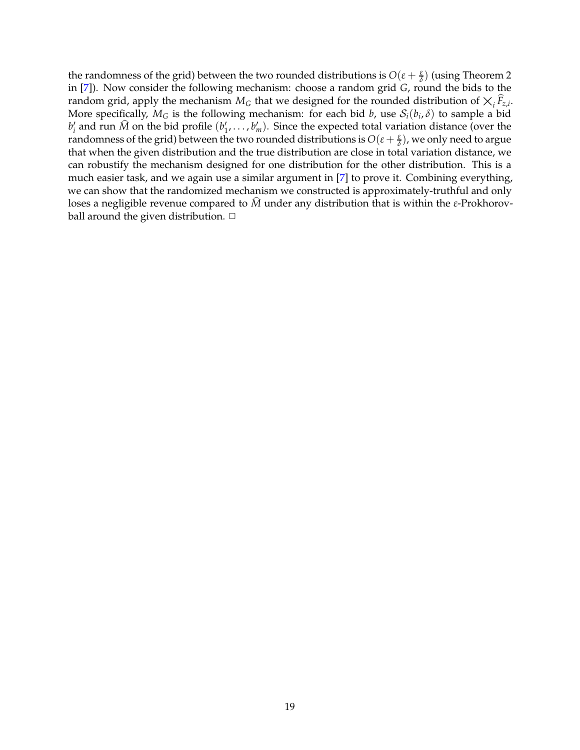the randomness of the grid) between the two rounded distributions is $O(\varepsilon + \frac{\varepsilon}{\delta})$ (using Theorem 2 in [7]). Now consider the following mechanism: choose a random grid $G$, round the bids to the random grid, apply the mechanism $M_G$ that we designed for the rounded distribution of $\times_i \widehat{F}_{z,i}$. More specifically, $M_G$ is the following mechanism: for each bid $b$, use $\mathcal{S}_i(b_i, \delta)$ to sample a bid $b_i'$ and run $\widehat{M}$ on the bid profile $(b_1', \ldots, b_m')$. Since the expected total variation distance (over the randomness of the grid) between the two rounded distributions is $O(\varepsilon + \frac{\varepsilon}{\delta})$, we only need to argue that when the given distribution and the true distribution are close in total variation distance, we can robustify the mechanism designed for one distribution for the other distribution. This is a much easier task, and we again use a similar argument in [7] to prove it. Combining everything, we can show that the randomized mechanism we constructed is approximately-truthful and only loses a negligible revenue compared to $\widehat{M}$ under any distribution that is within the $\varepsilon$-Prokhorov-ball around the given distribution. □